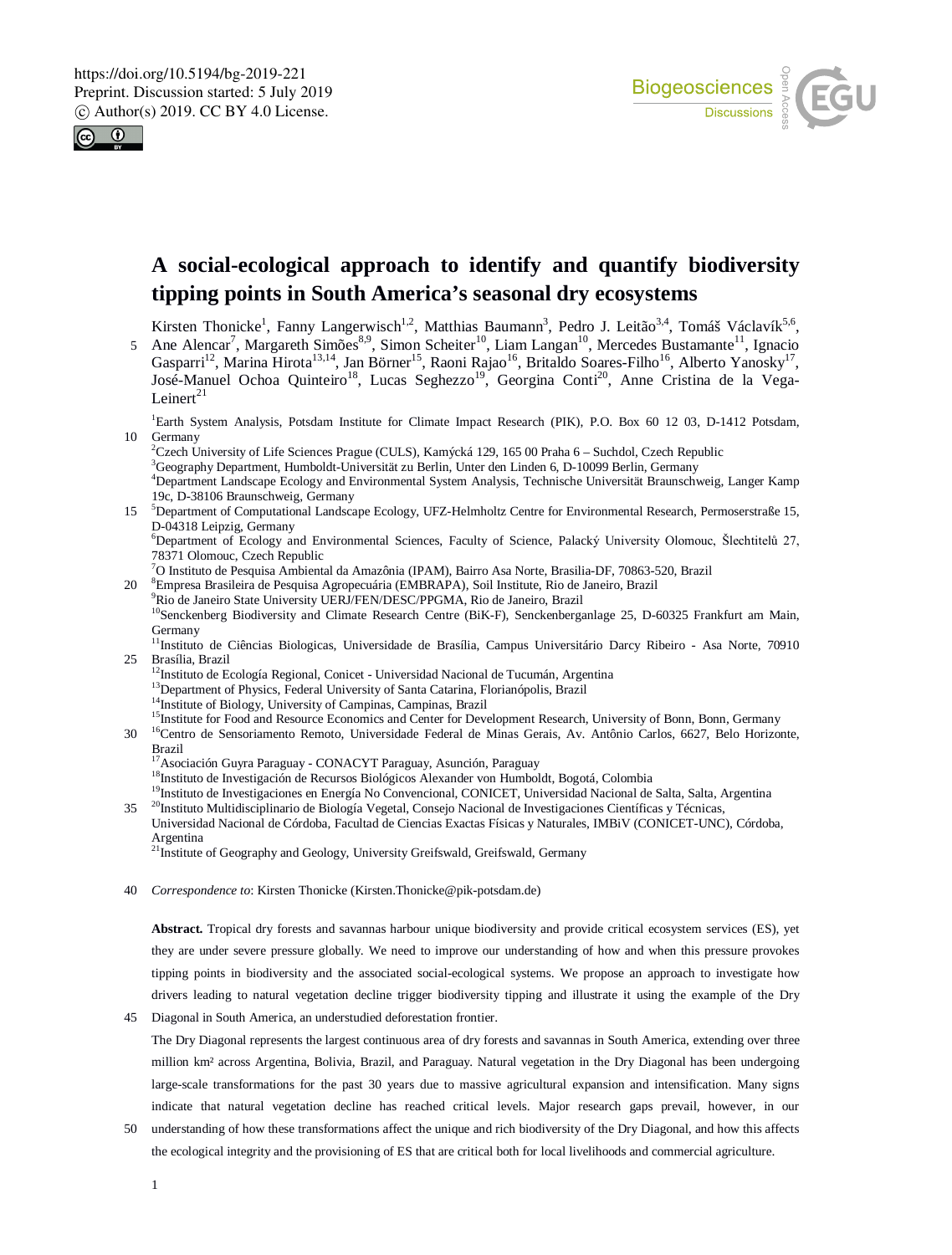# A social-ecological approach to identify and quantify biodiversity tipping points in South America's seasonal dry ecosystems

Kirsten Thonicke[1], Fanny Langerwisch[1,2], Matthias Baumann[3], Pedro J. Leitão[3,4], Tomáš Václavík[5,6], Ane Alencar[7], Margareth Simões[8,9], Simon Scheiter[10], Liam Langan[10], Mercedes Bustamante[11], Ignacio Gasparri[12], Marina Hirota[13,14], Jan Börner[15], Raoni Rajao[16], Britaldo Soares-Filho[16], Alberto Yanosky[17], José-Manuel Ochoa Quintero[18], Lucas Seghezzo[19], Georgina Conti[20], Anne Cristina de la Vega-Leinert[21]

[1]Earth System Analysis, Potsdam Institute for Climate Impact Research (PIK), P.O. Box 60 12 03, D-1412 Potsdam, Germany
[2]Czech University of Life Sciences Prague (CULS), Kamýcká 129, 165 00 Praha 6 – Suchdol, Czech Republic
[3]Geography Department, Humboldt-Universität zu Berlin, Unter den Linden 6, D-10099 Berlin, Germany
[4]Department Landscape Ecology and Environmental System Analysis, Technische Universität Braunschweig, Langer Kamp 19c, D-38106 Braunschweig, Germany
[5]Department of Computational Landscape Ecology, UFZ-Helmholtz Centre for Environmental Research, Permoserstraße 15, D-04318 Leipzig, Germany
[6]Department of Ecology and Environmental Sciences, Faculty of Science, Palacký University Olomouc, Šlechtitelů 27, 78371 Olomouc, Czech Republic
[7]O Instituto de Pesquisa Ambiental da Amazônia (IPAM), Bairro Asa Norte, Brasilia-DF, 70863-520, Brazil
[8]Empresa Brasileira de Pesquisa Agropecuária (EMBRAPA), Soil Institute, Rio de Janeiro, Brazil
[9]Rio de Janeiro State University UERJ/FEN/DESC/PPGMA, Rio de Janeiro, Brazil
[10]Senckenberg Biodiversity and Climate Research Centre (BiK-F), Senckenberganlage 25, D-60325 Frankfurt am Main, Germany
[11]Instituto de Ciências Biologicas, Universidade de Brasília, Campus Universitário Darcy Ribeiro - Asa Norte, 70910 Brasília, Brazil
[12]Instituto de Ecología Regional, Conicet - Universidad Nacional de Tucumán, Argentina
[13]Department of Physics, Federal University of Santa Catarina, Florianópolis, Brazil
[14]Institute of Biology, University of Campinas, Campinas, Brazil
[15]Institute for Food and Resource Economics and Center for Development Research, University of Bonn, Bonn, Germany
[16]Centro de Sensoriamento Remoto, Universidade Federal de Minas Gerais, Av. Antônio Carlos, 6627, Belo Horizonte, Brazil
[17]Asociación Guyra Paraguay - CONACYT Paraguay, Asunción, Paraguay
[18]Instituto de Investigación de Recursos Biológicos Alexander von Humboldt, Bogotá, Colombia
[19]Instituto de Investigaciones en Energía No Convencional, CONICET, Universidad Nacional de Salta, Salta, Argentina
[20]Instituto Multidisciplinario de Biología Vegetal, Consejo Nacional de Investigaciones Científicas y Técnicas, Universidad Nacional de Córdoba, Facultad de Ciencias Exactas Físicas y Naturales, IMBiV (CONICET-UNC), Córdoba, Argentina
[21]Institute of Geography and Geology, University Greifswald, Greifswald, Germany

*Correspondence to*: Kirsten Thonicke (Kirsten.Thonicke@pik-potsdam.de)

**Abstract.** Tropical dry forests and savannas harbour unique biodiversity and provide critical ecosystem services (ES), yet they are under severe pressure globally. We need to improve our understanding of how and when this pressure provokes tipping points in biodiversity and the associated social-ecological systems. We propose an approach to investigate how drivers leading to natural vegetation decline trigger biodiversity tipping and illustrate it using the example of the Dry Diagonal in South America, an understudied deforestation frontier.

The Dry Diagonal represents the largest continuous area of dry forests and savannas in South America, extending over three million km² across Argentina, Bolivia, Brazil, and Paraguay. Natural vegetation in the Dry Diagonal has been undergoing large-scale transformations for the past 30 years due to massive agricultural expansion and intensification. Many signs indicate that natural vegetation decline has reached critical levels. Major research gaps prevail, however, in our understanding of how these transformations affect the unique and rich biodiversity of the Dry Diagonal, and how this affects the ecological integrity and the provisioning of ES that are critical both for local livelihoods and commercial agriculture.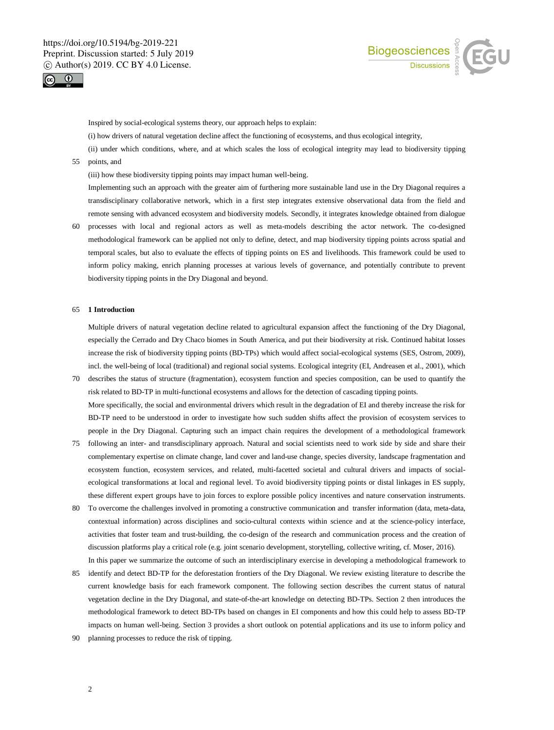Inspired by social-ecological systems theory, our approach helps to explain:

(i) how drivers of natural vegetation decline affect the functioning of ecosystems, and thus ecological integrity,

(ii) under which conditions, where, and at which scales the loss of ecological integrity may lead to biodiversity tipping points, and

(iii) how these biodiversity tipping points may impact human well-being.

Implementing such an approach with the greater aim of furthering more sustainable land use in the Dry Diagonal requires a transdisciplinary collaborative network, which in a first step integrates extensive observational data from the field and remote sensing with advanced ecosystem and biodiversity models. Secondly, it integrates knowledge obtained from dialogue processes with local and regional actors as well as meta-models describing the actor network. The co-designed methodological framework can be applied not only to define, detect, and map biodiversity tipping points across spatial and temporal scales, but also to evaluate the effects of tipping points on ES and livelihoods. This framework could be used to inform policy making, enrich planning processes at various levels of governance, and potentially contribute to prevent biodiversity tipping points in the Dry Diagonal and beyond.

## 1 Introduction

Multiple drivers of natural vegetation decline related to agricultural expansion affect the functioning of the Dry Diagonal, especially the Cerrado and Dry Chaco biomes in South America, and put their biodiversity at risk. Continued habitat losses increase the risk of biodiversity tipping points (BD-TPs) which would affect social-ecological systems (SES, Ostrom, 2009), incl. the well-being of local (traditional) and regional social systems. Ecological integrity (EI, Andreasen et al., 2001), which describes the status of structure (fragmentation), ecosystem function and species composition, can be used to quantify the risk related to BD-TP in multi-functional ecosystems and allows for the detection of cascading tipping points.

More specifically, the social and environmental drivers which result in the degradation of EI and thereby increase the risk for BD-TP need to be understood in order to investigate how such sudden shifts affect the provision of ecosystem services to people in the Dry Diagonal. Capturing such an impact chain requires the development of a methodological framework following an inter- and transdisciplinary approach. Natural and social scientists need to work side by side and share their complementary expertise on climate change, land cover and land-use change, species diversity, landscape fragmentation and ecosystem function, ecosystem services, and related, multi-facetted societal and cultural drivers and impacts of social-ecological transformations at local and regional level. To avoid biodiversity tipping points or distal linkages in ES supply, these different expert groups have to join forces to explore possible policy incentives and nature conservation instruments. To overcome the challenges involved in promoting a constructive communication and transfer information (data, meta-data, contextual information) across disciplines and socio-cultural contexts within science and at the science-policy interface, activities that foster team and trust-building, the co-design of the research and communication process and the creation of discussion platforms play a critical role (e.g. joint scenario development, storytelling, collective writing, cf. Moser, 2016).

In this paper we summarize the outcome of such an interdisciplinary exercise in developing a methodological framework to identify and detect BD-TP for the deforestation frontiers of the Dry Diagonal. We review existing literature to describe the current knowledge basis for each framework component. The following section describes the current status of natural vegetation decline in the Dry Diagonal, and state-of-the-art knowledge on detecting BD-TPs. Section 2 then introduces the methodological framework to detect BD-TPs based on changes in EI components and how this could help to assess BD-TP impacts on human well-being. Section 3 provides a short outlook on potential applications and its use to inform policy and planning processes to reduce the risk of tipping.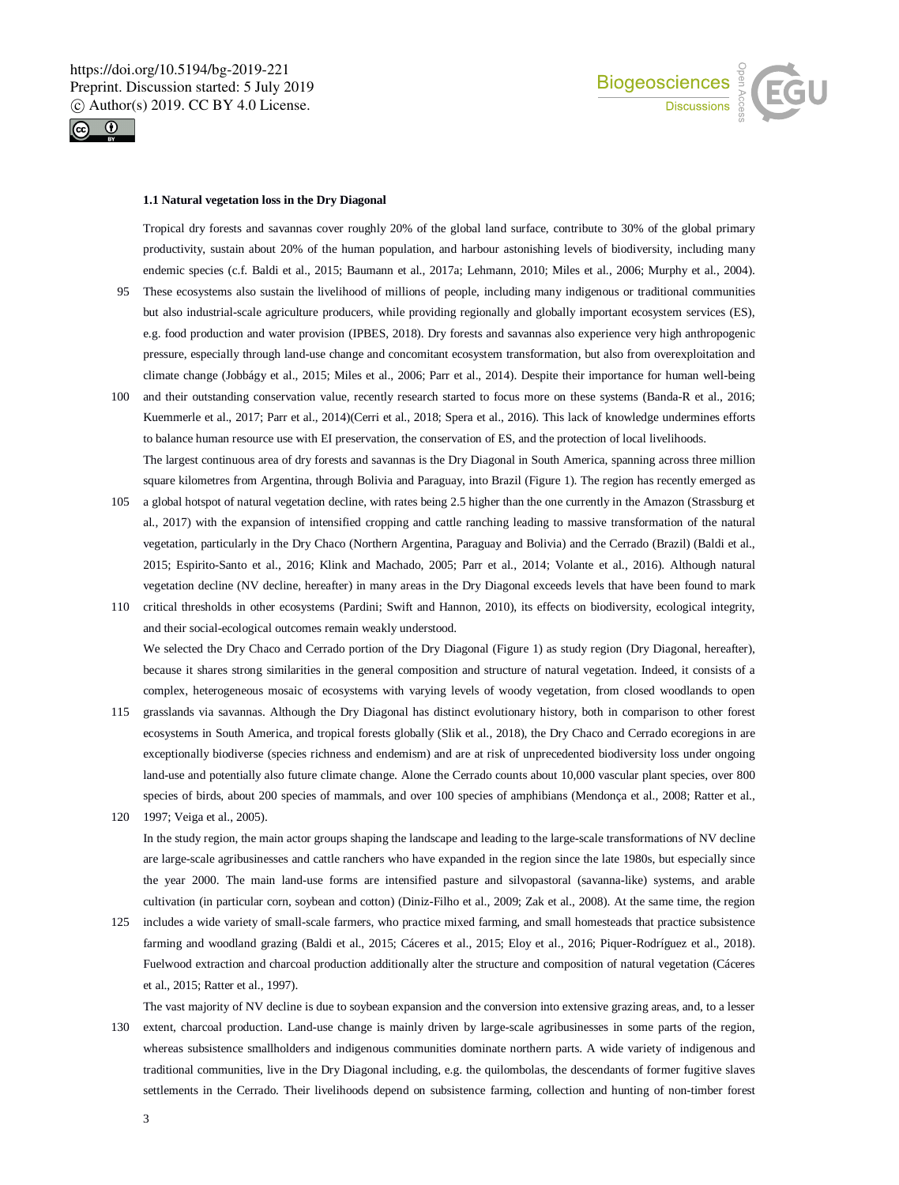### 1.1 Natural vegetation loss in the Dry Diagonal

Tropical dry forests and savannas cover roughly 20% of the global land surface, contribute to 30% of the global primary productivity, sustain about 20% of the human population, and harbour astonishing levels of biodiversity, including many endemic species (c.f. Baldi et al., 2015; Baumann et al., 2017a; Lehmann, 2010; Miles et al., 2006; Murphy et al., 2004). These ecosystems also sustain the livelihood of millions of people, including many indigenous or traditional communities but also industrial-scale agriculture producers, while providing regionally and globally important ecosystem services (ES), e.g. food production and water provision (IPBES, 2018). Dry forests and savannas also experience very high anthropogenic pressure, especially through land-use change and concomitant ecosystem transformation, but also from overexploitation and climate change (Jobbágy et al., 2015; Miles et al., 2006; Parr et al., 2014). Despite their importance for human well-being and their outstanding conservation value, recently research started to focus more on these systems (Banda-R et al., 2016; Kuemmerle et al., 2017; Parr et al., 2014)(Cerri et al., 2018; Spera et al., 2016). This lack of knowledge undermines efforts to balance human resource use with EI preservation, the conservation of ES, and the protection of local livelihoods.

The largest continuous area of dry forests and savannas is the Dry Diagonal in South America, spanning across three million square kilometres from Argentina, through Bolivia and Paraguay, into Brazil (Figure 1). The region has recently emerged as a global hotspot of natural vegetation decline, with rates being 2.5 higher than the one currently in the Amazon (Strassburg et al., 2017) with the expansion of intensified cropping and cattle ranching leading to massive transformation of the natural vegetation, particularly in the Dry Chaco (Northern Argentina, Paraguay and Bolivia) and the Cerrado (Brazil) (Baldi et al., 2015; Espirito-Santo et al., 2016; Klink and Machado, 2005; Parr et al., 2014; Volante et al., 2016). Although natural vegetation decline (NV decline, hereafter) in many areas in the Dry Diagonal exceeds levels that have been found to mark critical thresholds in other ecosystems (Pardini; Swift and Hannon, 2010), its effects on biodiversity, ecological integrity, and their social-ecological outcomes remain weakly understood.

We selected the Dry Chaco and Cerrado portion of the Dry Diagonal (Figure 1) as study region (Dry Diagonal, hereafter), because it shares strong similarities in the general composition and structure of natural vegetation. Indeed, it consists of a complex, heterogeneous mosaic of ecosystems with varying levels of woody vegetation, from closed woodlands to open grasslands via savannas. Although the Dry Diagonal has distinct evolutionary history, both in comparison to other forest ecosystems in South America, and tropical forests globally (Slik et al., 2018), the Dry Chaco and Cerrado ecoregions in are exceptionally biodiverse (species richness and endemism) and are at risk of unprecedented biodiversity loss under ongoing land-use and potentially also future climate change. Alone the Cerrado counts about 10,000 vascular plant species, over 800 species of birds, about 200 species of mammals, and over 100 species of amphibians (Mendonça et al., 2008; Ratter et al., 1997; Veiga et al., 2005).

In the study region, the main actor groups shaping the landscape and leading to the large-scale transformations of NV decline are large-scale agribusinesses and cattle ranchers who have expanded in the region since the late 1980s, but especially since the year 2000. The main land-use forms are intensified pasture and silvopastoral (savanna-like) systems, and arable cultivation (in particular corn, soybean and cotton) (Diniz-Filho et al., 2009; Zak et al., 2008). At the same time, the region includes a wide variety of small-scale farmers, who practice mixed farming, and small homesteads that practice subsistence farming and woodland grazing (Baldi et al., 2015; Cáceres et al., 2015; Eloy et al., 2016; Piquer-Rodríguez et al., 2018). Fuelwood extraction and charcoal production additionally alter the structure and composition of natural vegetation (Cáceres et al., 2015; Ratter et al., 1997).

The vast majority of NV decline is due to soybean expansion and the conversion into extensive grazing areas, and, to a lesser extent, charcoal production. Land-use change is mainly driven by large-scale agribusinesses in some parts of the region, whereas subsistence smallholders and indigenous communities dominate northern parts. A wide variety of indigenous and traditional communities, live in the Dry Diagonal including, e.g. the quilombolas, the descendants of former fugitive slaves settlements in the Cerrado. Their livelihoods depend on subsistence farming, collection and hunting of non-timber forest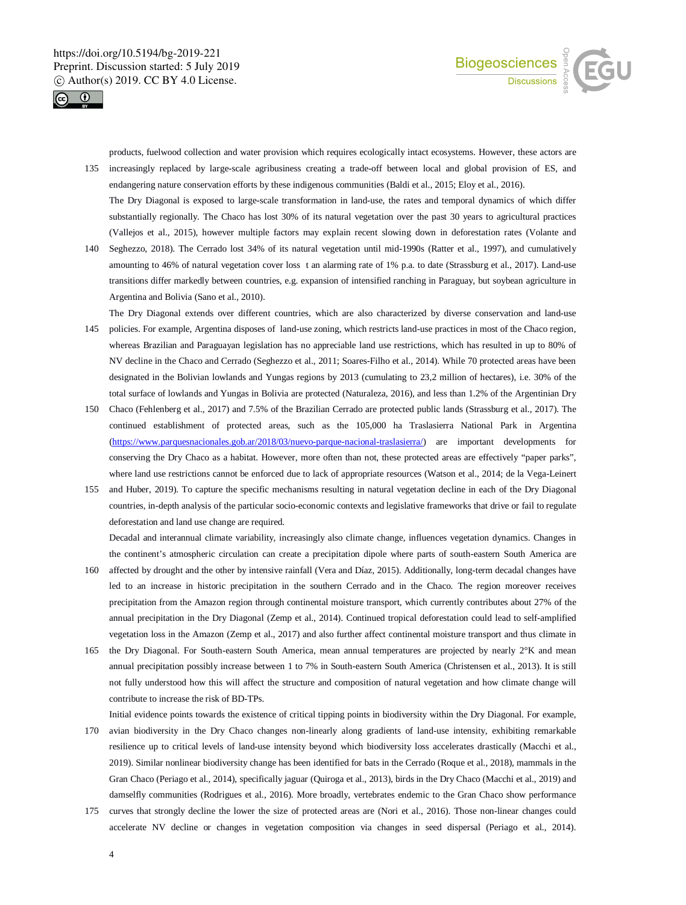products, fuelwood collection and water provision which requires ecologically intact ecosystems. However, these actors are increasingly replaced by large-scale agribusiness creating a trade-off between local and global provision of ES, and endangering nature conservation efforts by these indigenous communities (Baldi et al., 2015; Eloy et al., 2016).

The Dry Diagonal is exposed to large-scale transformation in land-use, the rates and temporal dynamics of which differ substantially regionally. The Chaco has lost 30% of its natural vegetation over the past 30 years to agricultural practices (Vallejos et al., 2015), however multiple factors may explain recent slowing down in deforestation rates (Volante and Seghezzo, 2018). The Cerrado lost 34% of its natural vegetation until mid-1990s (Ratter et al., 1997), and cumulatively amounting to 46% of natural vegetation cover loss t an alarming rate of 1% p.a. to date (Strassburg et al., 2017). Land-use transitions differ markedly between countries, e.g. expansion of intensified ranching in Paraguay, but soybean agriculture in Argentina and Bolivia (Sano et al., 2010).

The Dry Diagonal extends over different countries, which are also characterized by diverse conservation and land-use policies. For example, Argentina disposes of land-use zoning, which restricts land-use practices in most of the Chaco region, whereas Brazilian and Paraguayan legislation has no appreciable land use restrictions, which has resulted in up to 80% of NV decline in the Chaco and Cerrado (Seghezzo et al., 2011; Soares-Filho et al., 2014). While 70 protected areas have been designated in the Bolivian lowlands and Yungas regions by 2013 (cumulating to 23,2 million of hectares), i.e. 30% of the total surface of lowlands and Yungas in Bolivia are protected (Naturaleza, 2016), and less than 1.2% of the Argentinian Dry Chaco (Fehlenberg et al., 2017) and 7.5% of the Brazilian Cerrado are protected public lands (Strassburg et al., 2017). The continued establishment of protected areas, such as the 105,000 ha Traslasierra National Park in Argentina (https://www.parquesnacionales.gob.ar/2018/03/nuevo-parque-nacional-traslasierra/) are important developments for conserving the Dry Chaco as a habitat. However, more often than not, these protected areas are effectively "paper parks", where land use restrictions cannot be enforced due to lack of appropriate resources (Watson et al., 2014; de la Vega-Leinert and Huber, 2019). To capture the specific mechanisms resulting in natural vegetation decline in each of the Dry Diagonal countries, in-depth analysis of the particular socio-economic contexts and legislative frameworks that drive or fail to regulate deforestation and land use change are required.

Decadal and interannual climate variability, increasingly also climate change, influences vegetation dynamics. Changes in the continent's atmospheric circulation can create a precipitation dipole where parts of south-eastern South America are affected by drought and the other by intensive rainfall (Vera and Díaz, 2015). Additionally, long-term decadal changes have led to an increase in historic precipitation in the southern Cerrado and in the Chaco. The region moreover receives precipitation from the Amazon region through continental moisture transport, which currently contributes about 27% of the annual precipitation in the Dry Diagonal (Zemp et al., 2014). Continued tropical deforestation could lead to self-amplified vegetation loss in the Amazon (Zemp et al., 2017) and also further affect continental moisture transport and thus climate in the Dry Diagonal. For South-eastern South America, mean annual temperatures are projected by nearly 2°K and mean annual precipitation possibly increase between 1 to 7% in South-eastern South America (Christensen et al., 2013). It is still not fully understood how this will affect the structure and composition of natural vegetation and how climate change will contribute to increase the risk of BD-TPs.

Initial evidence points towards the existence of critical tipping points in biodiversity within the Dry Diagonal. For example, avian biodiversity in the Dry Chaco changes non-linearly along gradients of land-use intensity, exhibiting remarkable resilience up to critical levels of land-use intensity beyond which biodiversity loss accelerates drastically (Macchi et al., 2019). Similar nonlinear biodiversity change has been identified for bats in the Cerrado (Roque et al., 2018), mammals in the Gran Chaco (Periago et al., 2014), specifically jaguar (Quiroga et al., 2013), birds in the Dry Chaco (Macchi et al., 2019) and damselfly communities (Rodrigues et al., 2016). More broadly, vertebrates endemic to the Gran Chaco show performance curves that strongly decline the lower the size of protected areas are (Nori et al., 2016). Those non-linear changes could accelerate NV decline or changes in vegetation composition via changes in seed dispersal (Periago et al., 2014).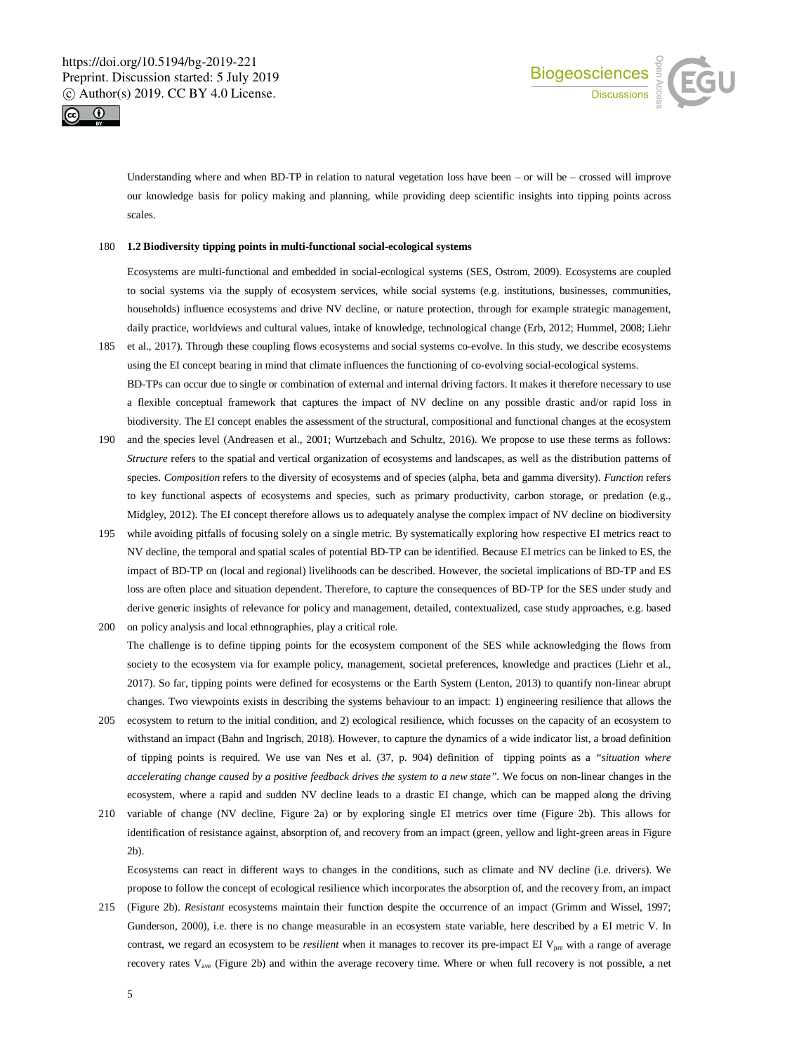Understanding where and when BD-TP in relation to natural vegetation loss have been – or will be – crossed will improve our knowledge basis for policy making and planning, while providing deep scientific insights into tipping points across scales.

## 1.2 Biodiversity tipping points in multi-functional social-ecological systems

Ecosystems are multi-functional and embedded in social-ecological systems (SES, Ostrom, 2009). Ecosystems are coupled to social systems via the supply of ecosystem services, while social systems (e.g. institutions, businesses, communities, households) influence ecosystems and drive NV decline, or nature protection, through for example strategic management, daily practice, worldviews and cultural values, intake of knowledge, technological change (Erb, 2012; Hummel, 2008; Liehr et al., 2017). Through these coupling flows ecosystems and social systems co-evolve. In this study, we describe ecosystems using the EI concept bearing in mind that climate influences the functioning of co-evolving social-ecological systems.

BD-TPs can occur due to single or combination of external and internal driving factors. It makes it therefore necessary to use a flexible conceptual framework that captures the impact of NV decline on any possible drastic and/or rapid loss in biodiversity. The EI concept enables the assessment of the structural, compositional and functional changes at the ecosystem and the species level (Andreasen et al., 2001; Wurtzebach and Schultz, 2016). We propose to use these terms as follows: *Structure* refers to the spatial and vertical organization of ecosystems and landscapes, as well as the distribution patterns of species. *Composition* refers to the diversity of ecosystems and of species (alpha, beta and gamma diversity). *Function* refers to key functional aspects of ecosystems and species, such as primary productivity, carbon storage, or predation (e.g., Midgley, 2012). The EI concept therefore allows us to adequately analyse the complex impact of NV decline on biodiversity while avoiding pitfalls of focusing solely on a single metric. By systematically exploring how respective EI metrics react to NV decline, the temporal and spatial scales of potential BD-TP can be identified. Because EI metrics can be linked to ES, the impact of BD-TP on (local and regional) livelihoods can be described. However, the societal implications of BD-TP and ES loss are often place and situation dependent. Therefore, to capture the consequences of BD-TP for the SES under study and derive generic insights of relevance for policy and management, detailed, contextualized, case study approaches, e.g. based on policy analysis and local ethnographies, play a critical role.

The challenge is to define tipping points for the ecosystem component of the SES while acknowledging the flows from society to the ecosystem via for example policy, management, societal preferences, knowledge and practices (Liehr et al., 2017). So far, tipping points were defined for ecosystems or the Earth System (Lenton, 2013) to quantify non-linear abrupt changes. Two viewpoints exists in describing the systems behaviour to an impact: 1) engineering resilience that allows the ecosystem to return to the initial condition, and 2) ecological resilience, which focusses on the capacity of an ecosystem to withstand an impact (Bahn and Ingrisch, 2018). However, to capture the dynamics of a wide indicator list, a broad definition of tipping points is required. We use van Nes et al. (37, p. 904) definition of tipping points as a *"situation where accelerating change caused by a positive feedback drives the system to a new state"*. We focus on non-linear changes in the ecosystem, where a rapid and sudden NV decline leads to a drastic EI change, which can be mapped along the driving variable of change (NV decline, Figure 2a) or by exploring single EI metrics over time (Figure 2b). This allows for identification of resistance against, absorption of, and recovery from an impact (green, yellow and light-green areas in Figure 2b).

Ecosystems can react in different ways to changes in the conditions, such as climate and NV decline (i.e. drivers). We propose to follow the concept of ecological resilience which incorporates the absorption of, and the recovery from, an impact (Figure 2b). *Resistant* ecosystems maintain their function despite the occurrence of an impact (Grimm and Wissel, 1997; Gunderson, 2000), i.e. there is no change measurable in an ecosystem state variable, here described by a EI metric V. In contrast, we regard an ecosystem to be *resilient* when it manages to recover its pre-impact EI $V_{pre}$ with a range of average recovery rates $V_{ave}$ (Figure 2b) and within the average recovery time. Where or when full recovery is not possible, a net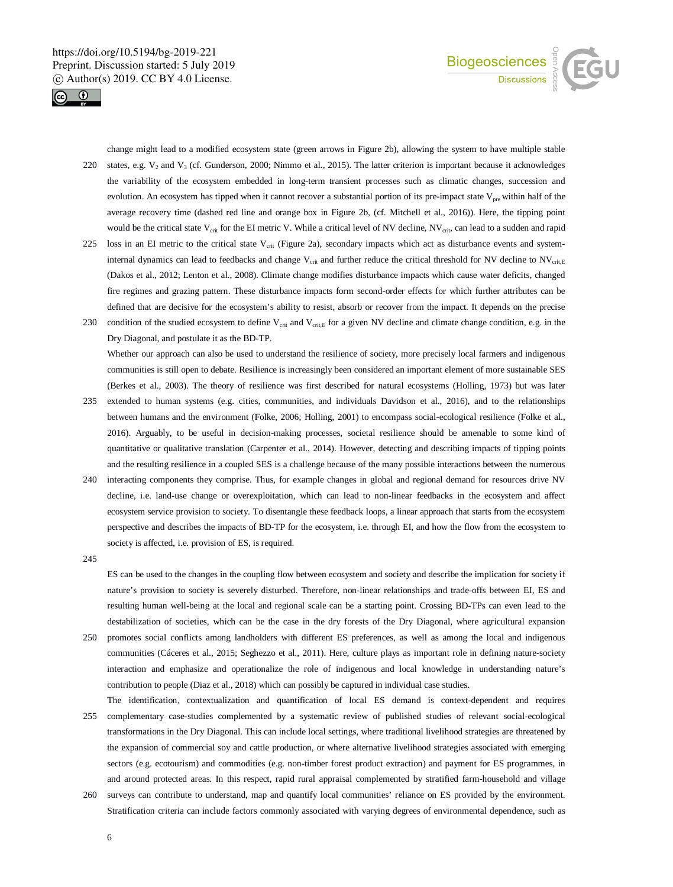change might lead to a modified ecosystem state (green arrows in Figure 2b), allowing the system to have multiple stable states, e.g. $V_2$ and $V_3$ (cf. Gunderson, 2000; Nimmo et al., 2015). The latter criterion is important because it acknowledges the variability of the ecosystem embedded in long-term transient processes such as climatic changes, succession and evolution. An ecosystem has tipped when it cannot recover a substantial portion of its pre-impact state $V_{pre}$ within half of the average recovery time (dashed red line and orange box in Figure 2b, (cf. Mitchell et al., 2016)). Here, the tipping point would be the critical state $V_{crit}$ for the EI metric V. While a critical level of NV decline, $NV_{crit}$, can lead to a sudden and rapid loss in an EI metric to the critical state $V_{crit}$ (Figure 2a), secondary impacts which act as disturbance events and system-internal dynamics can lead to feedbacks and change $V_{crit}$ and further reduce the critical threshold for NV decline to $NV_{crit,E}$ (Dakos et al., 2012; Lenton et al., 2008). Climate change modifies disturbance impacts which cause water deficits, changed fire regimes and grazing pattern. These disturbance impacts form second-order effects for which further attributes can be defined that are decisive for the ecosystem's ability to resist, absorb or recover from the impact. It depends on the precise condition of the studied ecosystem to define $V_{crit}$ and $V_{crit,E}$ for a given NV decline and climate change condition, e.g. in the Dry Diagonal, and postulate it as the BD-TP.

Whether our approach can also be used to understand the resilience of society, more precisely local farmers and indigenous communities is still open to debate. Resilience is increasingly been considered an important element of more sustainable SES (Berkes et al., 2003). The theory of resilience was first described for natural ecosystems (Holling, 1973) but was later extended to human systems (e.g. cities, communities, and individuals Davidson et al., 2016), and to the relationships between humans and the environment (Folke, 2006; Holling, 2001) to encompass social-ecological resilience (Folke et al., 2016). Arguably, to be useful in decision-making processes, societal resilience should be amenable to some kind of quantitative or qualitative translation (Carpenter et al., 2014). However, detecting and describing impacts of tipping points and the resulting resilience in a coupled SES is a challenge because of the many possible interactions between the numerous interacting components they comprise. Thus, for example changes in global and regional demand for resources drive NV decline, i.e. land-use change or overexploitation, which can lead to non-linear feedbacks in the ecosystem and affect ecosystem service provision to society. To disentangle these feedback loops, a linear approach that starts from the ecosystem perspective and describes the impacts of BD-TP for the ecosystem, i.e. through EI, and how the flow from the ecosystem to society is affected, i.e. provision of ES, is required.

ES can be used to the changes in the coupling flow between ecosystem and society and describe the implication for society if nature's provision to society is severely disturbed. Therefore, non-linear relationships and trade-offs between EI, ES and resulting human well-being at the local and regional scale can be a starting point. Crossing BD-TPs can even lead to the destabilization of societies, which can be the case in the dry forests of the Dry Diagonal, where agricultural expansion promotes social conflicts among landholders with different ES preferences, as well as among the local and indigenous communities (Cáceres et al., 2015; Seghezzo et al., 2011). Here, culture plays as important role in defining nature-society interaction and emphasize and operationalize the role of indigenous and local knowledge in understanding nature's contribution to people (Diaz et al., 2018) which can possibly be captured in individual case studies.

The identification, contextualization and quantification of local ES demand is context-dependent and requires complementary case-studies complemented by a systematic review of published studies of relevant social-ecological transformations in the Dry Diagonal. This can include local settings, where traditional livelihood strategies are threatened by the expansion of commercial soy and cattle production, or where alternative livelihood strategies associated with emerging sectors (e.g. ecotourism) and commodities (e.g. non-timber forest product extraction) and payment for ES programmes, in and around protected areas. In this respect, rapid rural appraisal complemented by stratified farm-household and village surveys can contribute to understand, map and quantify local communities' reliance on ES provided by the environment. Stratification criteria can include factors commonly associated with varying degrees of environmental dependence, such as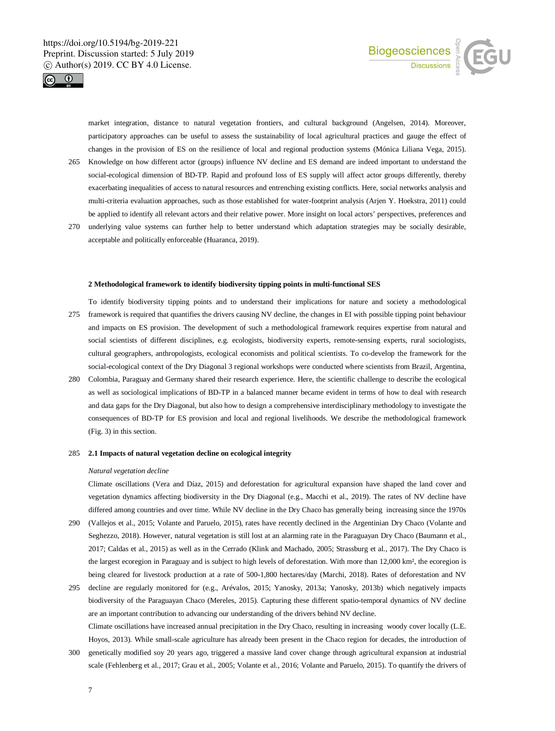market integration, distance to natural vegetation frontiers, and cultural background (Angelsen, 2014). Moreover, participatory approaches can be useful to assess the sustainability of local agricultural practices and gauge the effect of changes in the provision of ES on the resilience of local and regional production systems (Mónica Liliana Vega, 2015). Knowledge on how different actor (groups) influence NV decline and ES demand are indeed important to understand the social-ecological dimension of BD-TP. Rapid and profound loss of ES supply will affect actor groups differently, thereby exacerbating inequalities of access to natural resources and entrenching existing conflicts. Here, social networks analysis and multi-criteria evaluation approaches, such as those established for water-footprint analysis (Arjen Y. Hoekstra, 2011) could be applied to identify all relevant actors and their relative power. More insight on local actors' perspectives, preferences and underlying value systems can further help to better understand which adaptation strategies may be socially desirable, acceptable and politically enforceable (Huaranca, 2019).

## 2 Methodological framework to identify biodiversity tipping points in multi-functional SES

To identify biodiversity tipping points and to understand their implications for nature and society a methodological framework is required that quantifies the drivers causing NV decline, the changes in EI with possible tipping point behaviour and impacts on ES provision. The development of such a methodological framework requires expertise from natural and social scientists of different disciplines, e.g. ecologists, biodiversity experts, remote-sensing experts, rural sociologists, cultural geographers, anthropologists, ecological economists and political scientists. To co-develop the framework for the social-ecological context of the Dry Diagonal 3 regional workshops were conducted where scientists from Brazil, Argentina, Colombia, Paraguay and Germany shared their research experience. Here, the scientific challenge to describe the ecological as well as sociological implications of BD-TP in a balanced manner became evident in terms of how to deal with research and data gaps for the Dry Diagonal, but also how to design a comprehensive interdisciplinary methodology to investigate the consequences of BD-TP for ES provision and local and regional livelihoods. We describe the methodological framework (Fig. 3) in this section.

### 2.1 Impacts of natural vegetation decline on ecological integrity

*Natural vegetation decline*

Climate oscillations (Vera and Díaz, 2015) and deforestation for agricultural expansion have shaped the land cover and vegetation dynamics affecting biodiversity in the Dry Diagonal (e.g., Macchi et al., 2019). The rates of NV decline have differed among countries and over time. While NV decline in the Dry Chaco has generally being increasing since the 1970s (Vallejos et al., 2015; Volante and Paruelo, 2015), rates have recently declined in the Argentinian Dry Chaco (Volante and Seghezzo, 2018). However, natural vegetation is still lost at an alarming rate in the Paraguayan Dry Chaco (Baumann et al., 2017; Caldas et al., 2015) as well as in the Cerrado (Klink and Machado, 2005; Strassburg et al., 2017). The Dry Chaco is the largest ecoregion in Paraguay and is subject to high levels of deforestation. With more than 12,000 km², the ecoregion is being cleared for livestock production at a rate of 500-1,800 hectares/day (Marchi, 2018). Rates of deforestation and NV decline are regularly monitored for (e.g., Arévalos, 2015; Yanosky, 2013a; Yanosky, 2013b) which negatively impacts biodiversity of the Paraguayan Chaco (Mereles, 2015). Capturing these different spatio-temporal dynamics of NV decline are an important contribution to advancing our understanding of the drivers behind NV decline.

Climate oscillations have increased annual precipitation in the Dry Chaco, resulting in increasing woody cover locally (L.E. Hoyos, 2013). While small-scale agriculture has already been present in the Chaco region for decades, the introduction of genetically modified soy 20 years ago, triggered a massive land cover change through agricultural expansion at industrial scale (Fehlenberg et al., 2017; Grau et al., 2005; Volante et al., 2016; Volante and Paruelo, 2015). To quantify the drivers of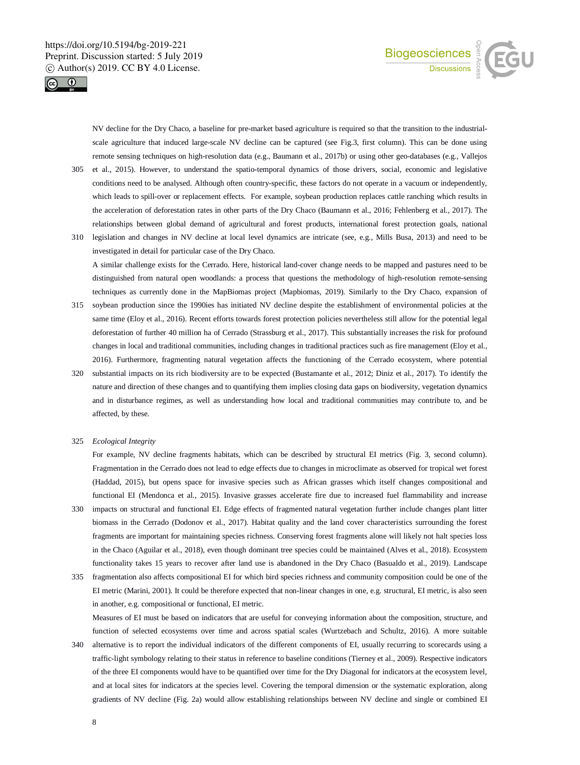NV decline for the Dry Chaco, a baseline for pre-market based agriculture is required so that the transition to the industrial-scale agriculture that induced large-scale NV decline can be captured (see Fig.3, first column). This can be done using remote sensing techniques on high-resolution data (e.g., Baumann et al., 2017b) or using other geo-databases (e.g., Vallejos et al., 2015). However, to understand the spatio-temporal dynamics of those drivers, social, economic and legislative conditions need to be analysed. Although often country-specific, these factors do not operate in a vacuum or independently, which leads to spill-over or replacement effects. For example, soybean production replaces cattle ranching which results in the acceleration of deforestation rates in other parts of the Dry Chaco (Baumann et al., 2016; Fehlenberg et al., 2017). The relationships between global demand of agricultural and forest products, international forest protection goals, national legislation and changes in NV decline at local level dynamics are intricate (see, e.g., Mills Busa, 2013) and need to be investigated in detail for particular case of the Dry Chaco.

A similar challenge exists for the Cerrado. Here, historical land-cover change needs to be mapped and pastures need to be distinguished from natural open woodlands: a process that questions the methodology of high-resolution remote-sensing techniques as currently done in the MapBiomas project (Mapbiomas, 2019). Similarly to the Dry Chaco, expansion of soybean production since the 1990ies has initiated NV decline despite the establishment of environmental policies at the same time (Eloy et al., 2016). Recent efforts towards forest protection policies nevertheless still allow for the potential legal deforestation of further 40 million ha of Cerrado (Strassburg et al., 2017). This substantially increases the risk for profound changes in local and traditional communities, including changes in traditional practices such as fire management (Eloy et al., 2016). Furthermore, fragmenting natural vegetation affects the functioning of the Cerrado ecosystem, where potential substantial impacts on its rich biodiversity are to be expected (Bustamante et al., 2012; Diniz et al., 2017). To identify the nature and direction of these changes and to quantifying them implies closing data gaps on biodiversity, vegetation dynamics and in disturbance regimes, as well as understanding how local and traditional communities may contribute to, and be affected, by these.

*Ecological Integrity*

For example, NV decline fragments habitats, which can be described by structural EI metrics (Fig. 3, second column). Fragmentation in the Cerrado does not lead to edge effects due to changes in microclimate as observed for tropical wet forest (Haddad, 2015), but opens space for invasive species such as African grasses which itself changes compositional and functional EI (Mendonca et al., 2015). Invasive grasses accelerate fire due to increased fuel flammability and increase impacts on structural and functional EI. Edge effects of fragmented natural vegetation further include changes plant litter biomass in the Cerrado (Dodonov et al., 2017). Habitat quality and the land cover characteristics surrounding the forest fragments are important for maintaining species richness. Conserving forest fragments alone will likely not halt species loss in the Chaco (Aguilar et al., 2018), even though dominant tree species could be maintained (Alves et al., 2018). Ecosystem functionality takes 15 years to recover after land use is abandoned in the Dry Chaco (Basualdo et al., 2019). Landscape fragmentation also affects compositional EI for which bird species richness and community composition could be one of the EI metric (Marini, 2001). It could be therefore expected that non-linear changes in one, e.g. structural, EI metric, is also seen in another, e.g. compositional or functional, EI metric.

Measures of EI must be based on indicators that are useful for conveying information about the composition, structure, and function of selected ecosystems over time and across spatial scales (Wurtzebach and Schultz, 2016). A more suitable alternative is to report the individual indicators of the different components of EI, usually recurring to scorecards using a traffic-light symbology relating to their status in reference to baseline conditions (Tierney et al., 2009). Respective indicators of the three EI components would have to be quantified over time for the Dry Diagonal for indicators at the ecosystem level, and at local sites for indicators at the species level. Covering the temporal dimension or the systematic exploration, along gradients of NV decline (Fig. 2a) would allow establishing relationships between NV decline and single or combined EI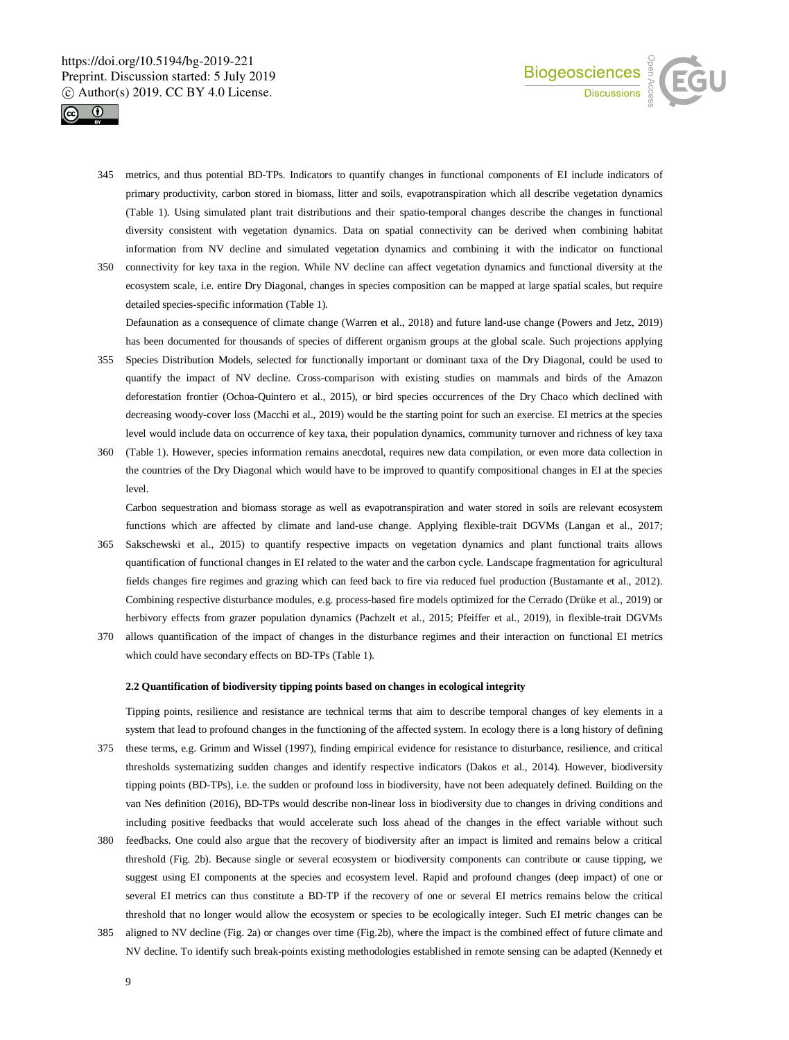metrics, and thus potential BD-TPs. Indicators to quantify changes in functional components of EI include indicators of primary productivity, carbon stored in biomass, litter and soils, evapotranspiration which all describe vegetation dynamics (Table 1). Using simulated plant trait distributions and their spatio-temporal changes describe the changes in functional diversity consistent with vegetation dynamics. Data on spatial connectivity can be derived when combining habitat information from NV decline and simulated vegetation dynamics and combining it with the indicator on functional connectivity for key taxa in the region. While NV decline can affect vegetation dynamics and functional diversity at the ecosystem scale, i.e. entire Dry Diagonal, changes in species composition can be mapped at large spatial scales, but require detailed species-specific information (Table 1).

Defaunation as a consequence of climate change (Warren et al., 2018) and future land-use change (Powers and Jetz, 2019) has been documented for thousands of species of different organism groups at the global scale. Such projections applying Species Distribution Models, selected for functionally important or dominant taxa of the Dry Diagonal, could be used to quantify the impact of NV decline. Cross-comparison with existing studies on mammals and birds of the Amazon deforestation frontier (Ochoa-Quintero et al., 2015), or bird species occurrences of the Dry Chaco which declined with decreasing woody-cover loss (Macchi et al., 2019) would be the starting point for such an exercise. EI metrics at the species level would include data on occurrence of key taxa, their population dynamics, community turnover and richness of key taxa (Table 1). However, species information remains anecdotal, requires new data compilation, or even more data collection in the countries of the Dry Diagonal which would have to be improved to quantify compositional changes in EI at the species level.

Carbon sequestration and biomass storage as well as evapotranspiration and water stored in soils are relevant ecosystem functions which are affected by climate and land-use change. Applying flexible-trait DGVMs (Langan et al., 2017; Sakschewski et al., 2015) to quantify respective impacts on vegetation dynamics and plant functional traits allows quantification of functional changes in EI related to the water and the carbon cycle. Landscape fragmentation for agricultural fields changes fire regimes and grazing which can feed back to fire via reduced fuel production (Bustamante et al., 2012). Combining respective disturbance modules, e.g. process-based fire models optimized for the Cerrado (Drüke et al., 2019) or herbivory effects from grazer population dynamics (Pachzelt et al., 2015; Pfeiffer et al., 2019), in flexible-trait DGVMs allows quantification of the impact of changes in the disturbance regimes and their interaction on functional EI metrics which could have secondary effects on BD-TPs (Table 1).

### 2.2 Quantification of biodiversity tipping points based on changes in ecological integrity

Tipping points, resilience and resistance are technical terms that aim to describe temporal changes of key elements in a system that lead to profound changes in the functioning of the affected system. In ecology there is a long history of defining these terms, e.g. Grimm and Wissel (1997), finding empirical evidence for resistance to disturbance, resilience, and critical thresholds systematizing sudden changes and identify respective indicators (Dakos et al., 2014). However, biodiversity tipping points (BD-TPs), i.e. the sudden or profound loss in biodiversity, have not been adequately defined. Building on the van Nes definition (2016), BD-TPs would describe non-linear loss in biodiversity due to changes in driving conditions and including positive feedbacks that would accelerate such loss ahead of the changes in the effect variable without such feedbacks. One could also argue that the recovery of biodiversity after an impact is limited and remains below a critical threshold (Fig. 2b). Because single or several ecosystem or biodiversity components can contribute or cause tipping, we suggest using EI components at the species and ecosystem level. Rapid and profound changes (deep impact) of one or several EI metrics can thus constitute a BD-TP if the recovery of one or several EI metrics remains below the critical threshold that no longer would allow the ecosystem or species to be ecologically integer. Such EI metric changes can be aligned to NV decline (Fig. 2a) or changes over time (Fig.2b), where the impact is the combined effect of future climate and NV decline. To identify such break-points existing methodologies established in remote sensing can be adapted (Kennedy et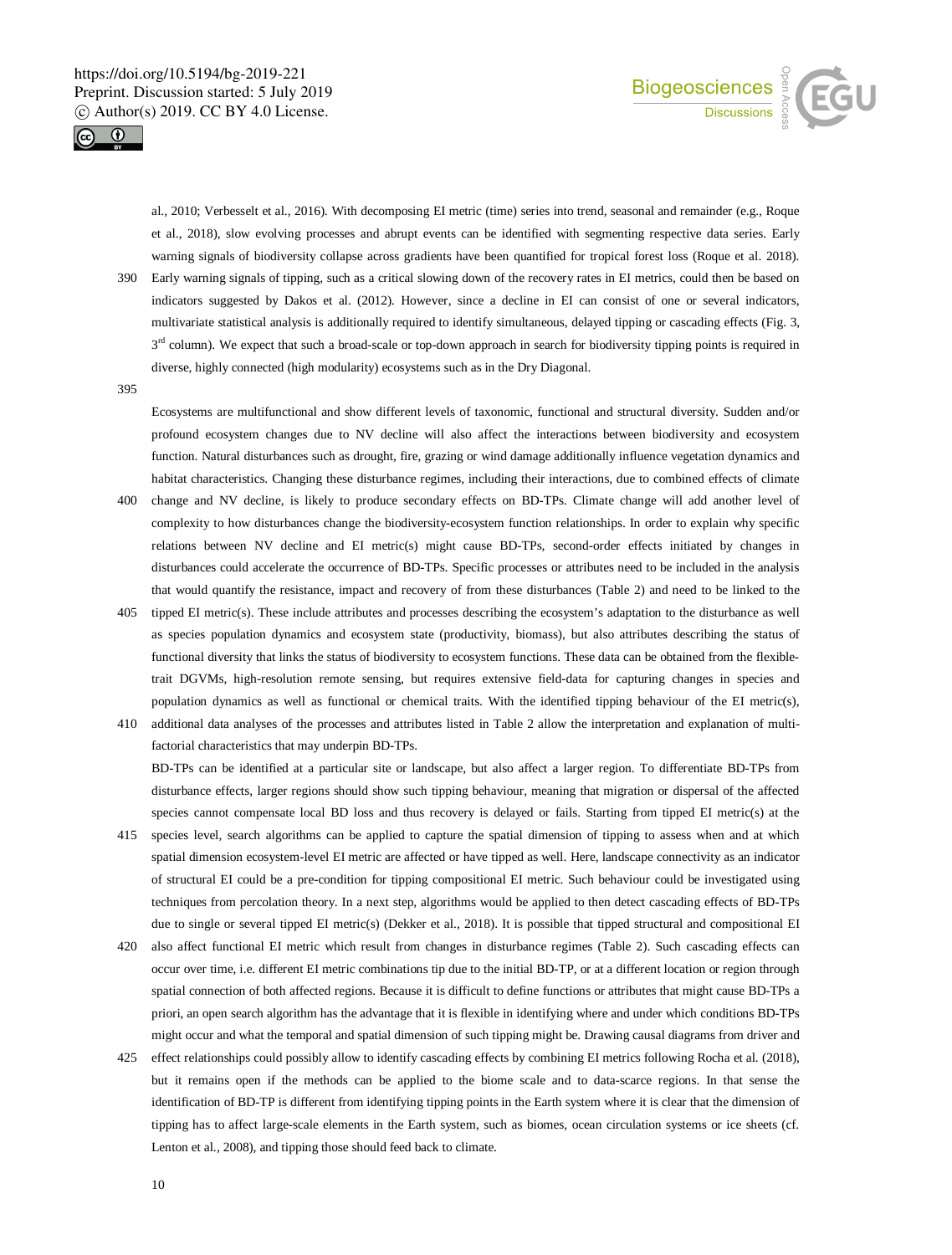al., 2010; Verbesselt et al., 2016). With decomposing EI metric (time) series into trend, seasonal and remainder (e.g., Roque et al., 2018), slow evolving processes and abrupt events can be identified with segmenting respective data series. Early warning signals of biodiversity collapse across gradients have been quantified for tropical forest loss (Roque et al. 2018). Early warning signals of tipping, such as a critical slowing down of the recovery rates in EI metrics, could then be based on indicators suggested by Dakos et al. (2012). However, since a decline in EI can consist of one or several indicators, multivariate statistical analysis is additionally required to identify simultaneous, delayed tipping or cascading effects (Fig. 3, 3rd column). We expect that such a broad-scale or top-down approach in search for biodiversity tipping points is required in diverse, highly connected (high modularity) ecosystems such as in the Dry Diagonal.

Ecosystems are multifunctional and show different levels of taxonomic, functional and structural diversity. Sudden and/or profound ecosystem changes due to NV decline will also affect the interactions between biodiversity and ecosystem function. Natural disturbances such as drought, fire, grazing or wind damage additionally influence vegetation dynamics and habitat characteristics. Changing these disturbance regimes, including their interactions, due to combined effects of climate change and NV decline, is likely to produce secondary effects on BD-TPs. Climate change will add another level of complexity to how disturbances change the biodiversity-ecosystem function relationships. In order to explain why specific relations between NV decline and EI metric(s) might cause BD-TPs, second-order effects initiated by changes in disturbances could accelerate the occurrence of BD-TPs. Specific processes or attributes need to be included in the analysis that would quantify the resistance, impact and recovery of from these disturbances (Table 2) and need to be linked to the tipped EI metric(s). These include attributes and processes describing the ecosystem's adaptation to the disturbance as well as species population dynamics and ecosystem state (productivity, biomass), but also attributes describing the status of functional diversity that links the status of biodiversity to ecosystem functions. These data can be obtained from the flexible-trait DGVMs, high-resolution remote sensing, but requires extensive field-data for capturing changes in species and population dynamics as well as functional or chemical traits. With the identified tipping behaviour of the EI metric(s), additional data analyses of the processes and attributes listed in Table 2 allow the interpretation and explanation of multi-factorial characteristics that may underpin BD-TPs.

BD-TPs can be identified at a particular site or landscape, but also affect a larger region. To differentiate BD-TPs from disturbance effects, larger regions should show such tipping behaviour, meaning that migration or dispersal of the affected species cannot compensate local BD loss and thus recovery is delayed or fails. Starting from tipped EI metric(s) at the species level, search algorithms can be applied to capture the spatial dimension of tipping to assess when and at which spatial dimension ecosystem-level EI metric are affected or have tipped as well. Here, landscape connectivity as an indicator of structural EI could be a pre-condition for tipping compositional EI metric. Such behaviour could be investigated using techniques from percolation theory. In a next step, algorithms would be applied to then detect cascading effects of BD-TPs due to single or several tipped EI metric(s) (Dekker et al., 2018). It is possible that tipped structural and compositional EI also affect functional EI metric which result from changes in disturbance regimes (Table 2). Such cascading effects can occur over time, i.e. different EI metric combinations tip due to the initial BD-TP, or at a different location or region through spatial connection of both affected regions. Because it is difficult to define functions or attributes that might cause BD-TPs a priori, an open search algorithm has the advantage that it is flexible in identifying where and under which conditions BD-TPs might occur and what the temporal and spatial dimension of such tipping might be. Drawing causal diagrams from driver and effect relationships could possibly allow to identify cascading effects by combining EI metrics following Rocha et al. (2018), but it remains open if the methods can be applied to the biome scale and to data-scarce regions. In that sense the identification of BD-TP is different from identifying tipping points in the Earth system where it is clear that the dimension of tipping has to affect large-scale elements in the Earth system, such as biomes, ocean circulation systems or ice sheets (cf. Lenton et al., 2008), and tipping those should feed back to climate.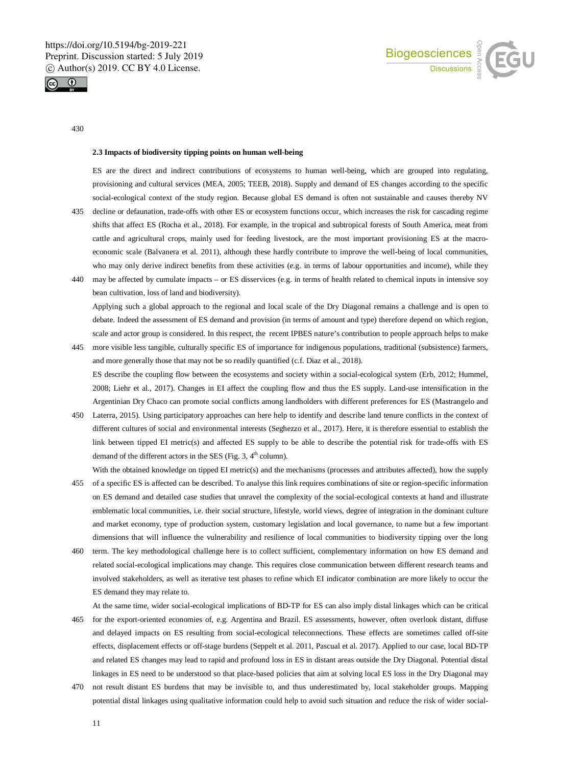### 2.3 Impacts of biodiversity tipping points on human well-being

ES are the direct and indirect contributions of ecosystems to human well-being, which are grouped into regulating, provisioning and cultural services (MEA, 2005; TEEB, 2018). Supply and demand of ES changes according to the specific social-ecological context of the study region. Because global ES demand is often not sustainable and causes thereby NV decline or defaunation, trade-offs with other ES or ecosystem functions occur, which increases the risk for cascading regime shifts that affect ES (Rocha et al., 2018). For example, in the tropical and subtropical forests of South America, meat from cattle and agricultural crops, mainly used for feeding livestock, are the most important provisioning ES at the macro-economic scale (Balvanera et al. 2011), although these hardly contribute to improve the well-being of local communities, who may only derive indirect benefits from these activities (e.g. in terms of labour opportunities and income), while they may be affected by cumulate impacts – or ES disservices (e.g. in terms of health related to chemical inputs in intensive soy bean cultivation, loss of land and biodiversity).

Applying such a global approach to the regional and local scale of the Dry Diagonal remains a challenge and is open to debate. Indeed the assessment of ES demand and provision (in terms of amount and type) therefore depend on which region, scale and actor group is considered. In this respect, the recent IPBES nature's contribution to people approach helps to make more visible less tangible, culturally specific ES of importance for indigenous populations, traditional (subsistence) farmers, and more generally those that may not be so readily quantified (c.f. Diaz et al., 2018).

ES describe the coupling flow between the ecosystems and society within a social-ecological system (Erb, 2012; Hummel, 2008; Liehr et al., 2017). Changes in EI affect the coupling flow and thus the ES supply. Land-use intensification in the Argentinian Dry Chaco can promote social conflicts among landholders with different preferences for ES (Mastrangelo and Laterra, 2015). Using participatory approaches can here help to identify and describe land tenure conflicts in the context of different cultures of social and environmental interests (Seghezzo et al., 2017). Here, it is therefore essential to establish the link between tipped EI metric(s) and affected ES supply to be able to describe the potential risk for trade-offs with ES demand of the different actors in the SES (Fig. 3, 4th column).

With the obtained knowledge on tipped EI metric(s) and the mechanisms (processes and attributes affected), how the supply of a specific ES is affected can be described. To analyse this link requires combinations of site or region-specific information on ES demand and detailed case studies that unravel the complexity of the social-ecological contexts at hand and illustrate emblematic local communities, i.e. their social structure, lifestyle, world views, degree of integration in the dominant culture and market economy, type of production system, customary legislation and local governance, to name but a few important dimensions that will influence the vulnerability and resilience of local communities to biodiversity tipping over the long term. The key methodological challenge here is to collect sufficient, complementary information on how ES demand and related social-ecological implications may change. This requires close communication between different research teams and involved stakeholders, as well as iterative test phases to refine which EI indicator combination are more likely to occur the ES demand they may relate to.

At the same time, wider social-ecological implications of BD-TP for ES can also imply distal linkages which can be critical for the export-oriented economies of, e.g. Argentina and Brazil. ES assessments, however, often overlook distant, diffuse and delayed impacts on ES resulting from social-ecological teleconnections. These effects are sometimes called off-site effects, displacement effects or off-stage burdens (Seppelt et al. 2011, Pascual et al. 2017). Applied to our case, local BD-TP and related ES changes may lead to rapid and profound loss in ES in distant areas outside the Dry Diagonal. Potential distal linkages in ES need to be understood so that place-based policies that aim at solving local ES loss in the Dry Diagonal may not result distant ES burdens that may be invisible to, and thus underestimated by, local stakeholder groups. Mapping potential distal linkages using qualitative information could help to avoid such situation and reduce the risk of wider social-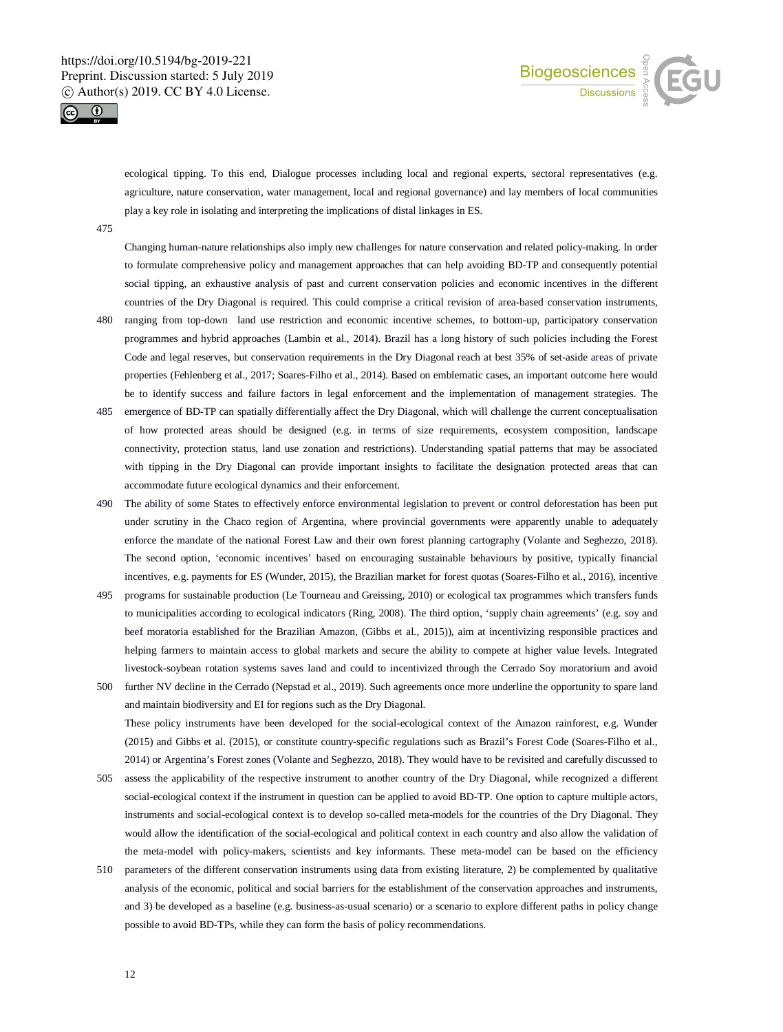ecological tipping. To this end, Dialogue processes including local and regional experts, sectoral representatives (e.g. agriculture, nature conservation, water management, local and regional governance) and lay members of local communities play a key role in isolating and interpreting the implications of distal linkages in ES.

Changing human-nature relationships also imply new challenges for nature conservation and related policy-making. In order to formulate comprehensive policy and management approaches that can help avoiding BD-TP and consequently potential social tipping, an exhaustive analysis of past and current conservation policies and economic incentives in the different countries of the Dry Diagonal is required. This could comprise a critical revision of area-based conservation instruments, ranging from top-down land use restriction and economic incentive schemes, to bottom-up, participatory conservation programmes and hybrid approaches (Lambin et al., 2014). Brazil has a long history of such policies including the Forest Code and legal reserves, but conservation requirements in the Dry Diagonal reach at best 35% of set-aside areas of private properties (Fehlenberg et al., 2017; Soares-Filho et al., 2014). Based on emblematic cases, an important outcome here would be to identify success and failure factors in legal enforcement and the implementation of management strategies. The emergence of BD-TP can spatially differentially affect the Dry Diagonal, which will challenge the current conceptualisation of how protected areas should be designed (e.g. in terms of size requirements, ecosystem composition, landscape connectivity, protection status, land use zonation and restrictions). Understanding spatial patterns that may be associated with tipping in the Dry Diagonal can provide important insights to facilitate the designation protected areas that can accommodate future ecological dynamics and their enforcement.

The ability of some States to effectively enforce environmental legislation to prevent or control deforestation has been put under scrutiny in the Chaco region of Argentina, where provincial governments were apparently unable to adequately enforce the mandate of the national Forest Law and their own forest planning cartography (Volante and Seghezzo, 2018). The second option, 'economic incentives' based on encouraging sustainable behaviours by positive, typically financial incentives, e.g. payments for ES (Wunder, 2015), the Brazilian market for forest quotas (Soares-Filho et al., 2016), incentive programs for sustainable production (Le Tourneau and Greissing, 2010) or ecological tax programmes which transfers funds to municipalities according to ecological indicators (Ring, 2008). The third option, 'supply chain agreements' (e.g. soy and beef moratoria established for the Brazilian Amazon, (Gibbs et al., 2015)), aim at incentivizing responsible practices and helping farmers to maintain access to global markets and secure the ability to compete at higher value levels. Integrated livestock-soybean rotation systems saves land and could to incentivized through the Cerrado Soy moratorium and avoid further NV decline in the Cerrado (Nepstad et al., 2019). Such agreements once more underline the opportunity to spare land and maintain biodiversity and EI for regions such as the Dry Diagonal.

These policy instruments have been developed for the social-ecological context of the Amazon rainforest, e.g. Wunder (2015) and Gibbs et al. (2015), or constitute country-specific regulations such as Brazil's Forest Code (Soares-Filho et al., 2014) or Argentina's Forest zones (Volante and Seghezzo, 2018). They would have to be revisited and carefully discussed to assess the applicability of the respective instrument to another country of the Dry Diagonal, while recognized a different social-ecological context if the instrument in question can be applied to avoid BD-TP. One option to capture multiple actors, instruments and social-ecological context is to develop so-called meta-models for the countries of the Dry Diagonal. They would allow the identification of the social-ecological and political context in each country and also allow the validation of the meta-model with policy-makers, scientists and key informants. These meta-model can be based on the efficiency parameters of the different conservation instruments using data from existing literature, 2) be complemented by qualitative analysis of the economic, political and social barriers for the establishment of the conservation approaches and instruments, and 3) be developed as a baseline (e.g. business-as-usual scenario) or a scenario to explore different paths in policy change possible to avoid BD-TPs, while they can form the basis of policy recommendations.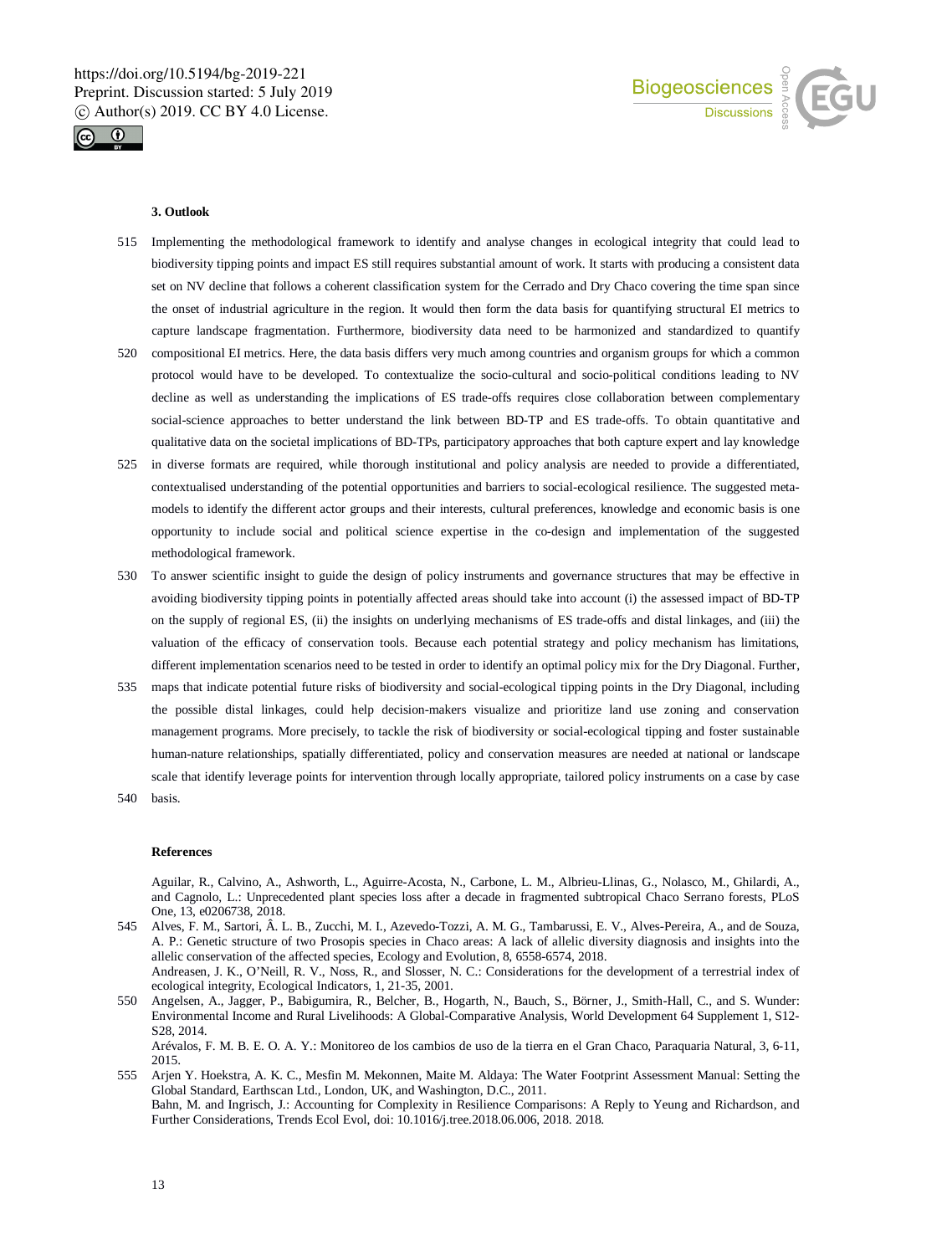### 3. Outlook

Implementing the methodological framework to identify and analyse changes in ecological integrity that could lead to biodiversity tipping points and impact ES still requires substantial amount of work. It starts with producing a consistent data set on NV decline that follows a coherent classification system for the Cerrado and Dry Chaco covering the time span since the onset of industrial agriculture in the region. It would then form the data basis for quantifying structural EI metrics to capture landscape fragmentation. Furthermore, biodiversity data need to be harmonized and standardized to quantify compositional EI metrics. Here, the data basis differs very much among countries and organism groups for which a common protocol would have to be developed. To contextualize the socio-cultural and socio-political conditions leading to NV decline as well as understanding the implications of ES trade-offs requires close collaboration between complementary social-science approaches to better understand the link between BD-TP and ES trade-offs. To obtain quantitative and qualitative data on the societal implications of BD-TPs, participatory approaches that both capture expert and lay knowledge in diverse formats are required, while thorough institutional and policy analysis are needed to provide a differentiated, contextualised understanding of the potential opportunities and barriers to social-ecological resilience. The suggested meta-models to identify the different actor groups and their interests, cultural preferences, knowledge and economic basis is one opportunity to include social and political science expertise in the co-design and implementation of the suggested methodological framework.

To answer scientific insight to guide the design of policy instruments and governance structures that may be effective in avoiding biodiversity tipping points in potentially affected areas should take into account (i) the assessed impact of BD-TP on the supply of regional ES, (ii) the insights on underlying mechanisms of ES trade-offs and distal linkages, and (iii) the valuation of the efficacy of conservation tools. Because each potential strategy and policy mechanism has limitations, different implementation scenarios need to be tested in order to identify an optimal policy mix for the Dry Diagonal. Further, maps that indicate potential future risks of biodiversity and social-ecological tipping points in the Dry Diagonal, including the possible distal linkages, could help decision-makers visualize and prioritize land use zoning and conservation management programs. More precisely, to tackle the risk of biodiversity or social-ecological tipping and foster sustainable human-nature relationships, spatially differentiated, policy and conservation measures are needed at national or landscape scale that identify leverage points for intervention through locally appropriate, tailored policy instruments on a case by case basis.

### References

Aguilar, R., Calvino, A., Ashworth, L., Aguirre-Acosta, N., Carbone, L. M., Albrieu-Llinas, G., Nolasco, M., Ghilardi, A., and Cagnolo, L.: Unprecedented plant species loss after a decade in fragmented subtropical Chaco Serrano forests, PLoS One, 13, e0206738, 2018.

Alves, F. M., Sartori, Â. L. B., Zucchi, M. I., Azevedo-Tozzi, A. M. G., Tambarussi, E. V., Alves-Pereira, A., and de Souza, A. P.: Genetic structure of two Prosopis species in Chaco areas: A lack of allelic diversity diagnosis and insights into the allelic conservation of the affected species, Ecology and Evolution, 8, 6558-6574, 2018.

Andreasen, J. K., O'Neill, R. V., Noss, R., and Slosser, N. C.: Considerations for the development of a terrestrial index of ecological integrity, Ecological Indicators, 1, 21-35, 2001.

Angelsen, A., Jagger, P., Babigumira, R., Belcher, B., Hogarth, N., Bauch, S., Börner, J., Smith-Hall, C., and S. Wunder: Environmental Income and Rural Livelihoods: A Global-Comparative Analysis, World Development 64 Supplement 1, S12-S28, 2014.

Arévalos, F. M. B. E. O. A. Y.: Monitoreo de los cambios de uso de la tierra en el Gran Chaco, Paraquaria Natural, 3, 6-11, 2015.

Arjen Y. Hoekstra, A. K. C., Mesfin M. Mekonnen, Maite M. Aldaya: The Water Footprint Assessment Manual: Setting the Global Standard, Earthscan Ltd., London, UK, and Washington, D.C., 2011.

Bahn, M. and Ingrisch, J.: Accounting for Complexity in Resilience Comparisons: A Reply to Yeung and Richardson, and Further Considerations, Trends Ecol Evol, doi: 10.1016/j.tree.2018.06.006, 2018. 2018.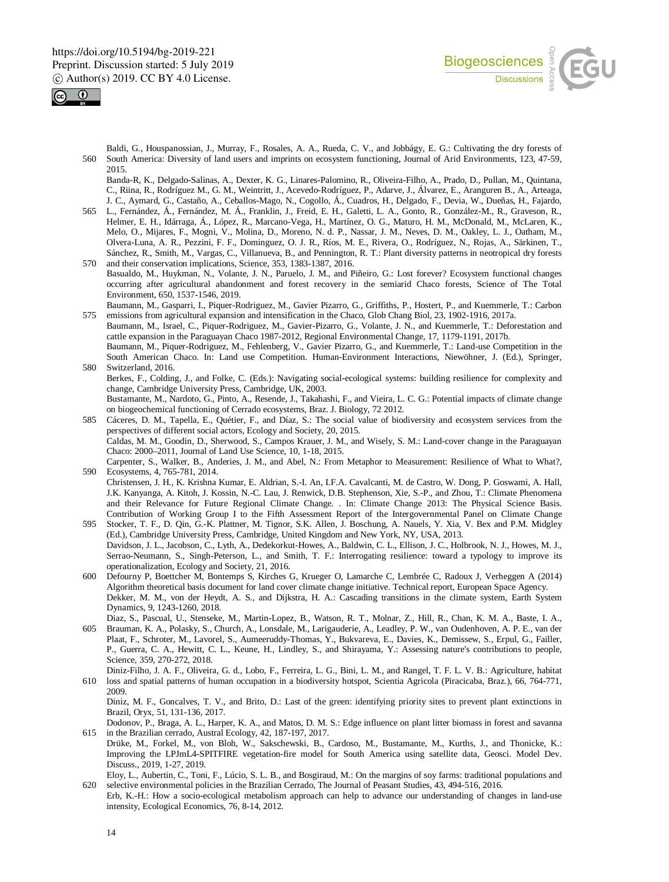Baldi, G., Houspanossian, J., Murray, F., Rosales, A. A., Rueda, C. V., and Jobbágy, E. G.: Cultivating the dry forests of South America: Diversity of land users and imprints on ecosystem functioning, Journal of Arid Environments, 123, 47-59, 2015.

Banda-R, K., Delgado-Salinas, A., Dexter, K. G., Linares-Palomino, R., Oliveira-Filho, A., Prado, D., Pullan, M., Quintana, C., Riina, R., Rodríguez M., G. M., Weintritt, J., Acevedo-Rodríguez, P., Adarve, J., Álvarez, E., Aranguren B., A., Arteaga, J. C., Aymard, G., Castaño, A., Ceballos-Mago, N., Cogollo, Á., Cuadros, H., Delgado, F., Devia, W., Dueñas, H., Fajardo, L., Fernández, Á., Fernández, M. Á., Franklin, J., Freid, E. H., Galetti, L. A., Gonto, R., González-M., R., Graveson, R., Helmer, E. H., Idárraga, Á., López, R., Marcano-Vega, H., Martínez, O. G., Maturo, H. M., McDonald, M., McLaren, K., Melo, O., Mijares, F., Mogni, V., Molina, D., Moreno, N. d. P., Nassar, J. M., Neves, D. M., Oakley, L. J., Oatham, M., Olvera-Luna, A. R., Pezzini, F. F., Dominguez, O. J. R., Ríos, M. E., Rivera, O., Rodríguez, N., Rojas, A., Särkinen, T., Sánchez, R., Smith, M., Vargas, C., Villanueva, B., and Pennington, R. T.: Plant diversity patterns in neotropical dry forests and their conservation implications, Science, 353, 1383-1387, 2016.

Basualdo, M., Huykman, N., Volante, J. N., Paruelo, J. M., and Piñeiro, G.: Lost forever? Ecosystem functional changes occurring after agricultural abandonment and forest recovery in the semiarid Chaco forests, Science of The Total Environment, 650, 1537-1546, 2019.

Baumann, M., Gasparri, I., Piquer-Rodriguez, M., Gavier Pizarro, G., Griffiths, P., Hostert, P., and Kuemmerle, T.: Carbon emissions from agricultural expansion and intensification in the Chaco, Glob Chang Biol, 23, 1902-1916, 2017a.

Baumann, M., Israel, C., Piquer-Rodriguez, M., Gavier-Pizarro, G., Volante, J. N., and Kuemmerle, T.: Deforestation and cattle expansion in the Paraguayan Chaco 1987-2012, Regional Environmental Change, 17, 1179-1191, 2017b.

Baumann, M., Piquer-Rodriguez, M., Fehlenberg, V., Gavier Pizarro, G., and Kuemmerle, T.: Land-use Competition in the South American Chaco. In: Land use Competition. Human-Environment Interactions, Niewöhner, J. (Ed.), Springer, Switzerland, 2016.

Berkes, F., Colding, J., and Folke, C. (Eds.): Navigating social-ecological systems: building resilience for complexity and change, Cambridge University Press, Cambridge, UK, 2003.

Bustamante, M., Nardoto, G., Pinto, A., Resende, J., Takahashi, F., and Vieira, L. C. G.: Potential impacts of climate change on biogeochemical functioning of Cerrado ecosystems, Braz. J. Biology, 72 2012.

Cáceres, D. M., Tapella, E., Quétier, F., and Díaz, S.: The social value of biodiversity and ecosystem services from the perspectives of different social actors, Ecology and Society, 20, 2015.

Caldas, M. M., Goodin, D., Sherwood, S., Campos Krauer, J. M., and Wisely, S. M.: Land-cover change in the Paraguayan Chaco: 2000–2011, Journal of Land Use Science, 10, 1-18, 2015.

Carpenter, S., Walker, B., Anderies, J. M., and Abel, N.: From Metaphor to Measurement: Resilience of What to What?, Ecosystems, 4, 765-781, 2014.

Christensen, J. H., K. Krishna Kumar, E. Aldrian, S.-I. An, I.F.A. Cavalcanti, M. de Castro, W. Dong, P. Goswami, A. Hall, J.K. Kanyanga, A. Kitoh, J. Kossin, N.-C. Lau, J. Renwick, D.B. Stephenson, Xie, S.-P., and Zhou, T.: Climate Phenomena and their Relevance for Future Regional Climate Change. . In: Climate Change 2013: The Physical Science Basis. Contribution of Working Group I to the Fifth Assessment Report of the Intergovernmental Panel on Climate Change Stocker, T. F., D. Qin, G.-K. Plattner, M. Tignor, S.K. Allen, J. Boschung, A. Nauels, Y. Xia, V. Bex and P.M. Midgley (Ed.), Cambridge University Press, Cambridge, United Kingdom and New York, NY, USA, 2013.

Davidson, J. L., Jacobson, C., Lyth, A., Dedekorkut-Howes, A., Baldwin, C. L., Ellison, J. C., Holbrook, N. J., Howes, M. J., Serrao-Neumann, S., Singh-Peterson, L., and Smith, T. F.: Interrogating resilience: toward a typology to improve its operationalization, Ecology and Society, 21, 2016.

Defourny P, Boettcher M, Bontemps S, Kirches G, Krueger O, Lamarche C, Lembrée C, Radoux J, Verheggen A (2014) Algorithm theoretical basis document for land cover climate change initiative. Technical report, European Space Agency.

Dekker, M. M., von der Heydt, A. S., and Dijkstra, H. A.: Cascading transitions in the climate system, Earth System Dynamics, 9, 1243-1260, 2018.

Diaz, S., Pascual, U., Stenseke, M., Martin-Lopez, B., Watson, R. T., Molnar, Z., Hill, R., Chan, K. M. A., Baste, I. A., Brauman, K. A., Polasky, S., Church, A., Lonsdale, M., Larigauderie, A., Leadley, P. W., van Oudenhoven, A. P. E., van der Plaat, F., Schroter, M., Lavorel, S., Aumeeruddy-Thomas, Y., Bukvareva, E., Davies, K., Demissew, S., Erpul, G., Failler, P., Guerra, C. A., Hewitt, C. L., Keune, H., Lindley, S., and Shirayama, Y.: Assessing nature's contributions to people, Science, 359, 270-272, 2018.

Diniz-Filho, J. A. F., Oliveira, G. d., Lobo, F., Ferreira, L. G., Bini, L. M., and Rangel, T. F. L. V. B.: Agriculture, habitat loss and spatial patterns of human occupation in a biodiversity hotspot, Scientia Agricola (Piracicaba, Braz.), 66, 764-771, 2009.

Diniz, M. F., Goncalves, T. V., and Brito, D.: Last of the green: identifying priority sites to prevent plant extinctions in Brazil, Oryx, 51, 131-136, 2017.

Dodonov, P., Braga, A. L., Harper, K. A., and Matos, D. M. S.: Edge influence on plant litter biomass in forest and savanna in the Brazilian cerrado, Austral Ecology, 42, 187-197, 2017.

Drüke, M., Forkel, M., von Bloh, W., Sakschewski, B., Cardoso, M., Bustamante, M., Kurths, J., and Thonicke, K.: Improving the LPJmL4-SPITFIRE vegetation-fire model for South America using satellite data, Geosci. Model Dev. Discuss., 2019, 1-27, 2019.

Eloy, L., Aubertin, C., Toni, F., Lúcio, S. L. B., and Bosgiraud, M.: On the margins of soy farms: traditional populations and selective environmental policies in the Brazilian Cerrado, The Journal of Peasant Studies, 43, 494-516, 2016.

Erb, K.-H.: How a socio-ecological metabolism approach can help to advance our understanding of changes in land-use intensity, Ecological Economics, 76, 8-14, 2012.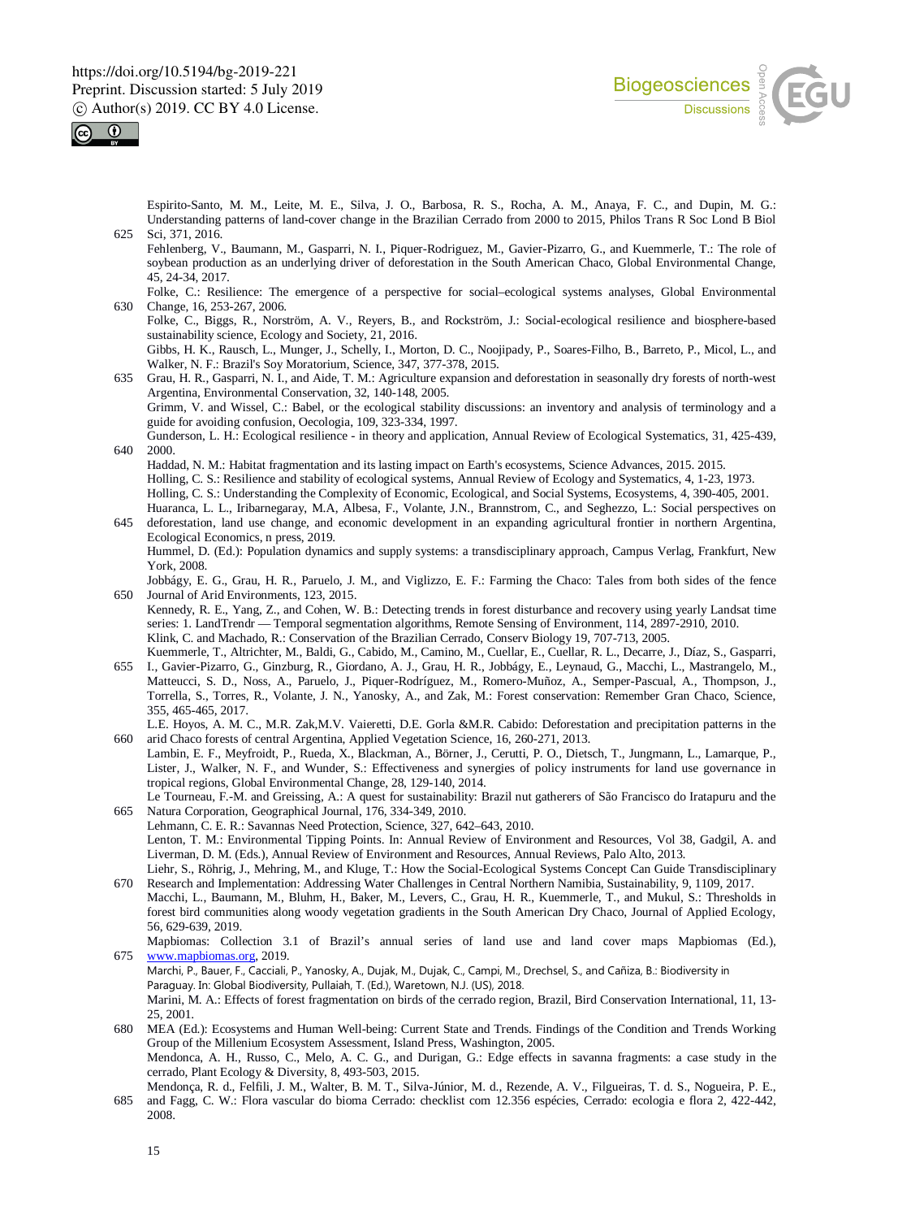Espirito-Santo, M. M., Leite, M. E., Silva, J. O., Barbosa, R. S., Rocha, A. M., Anaya, F. C., and Dupin, M. G.: Understanding patterns of land-cover change in the Brazilian Cerrado from 2000 to 2015, Philos Trans R Soc Lond B Biol Sci, 371, 2016.

Fehlenberg, V., Baumann, M., Gasparri, N. I., Piquer-Rodriguez, M., Gavier-Pizarro, G., and Kuemmerle, T.: The role of soybean production as an underlying driver of deforestation in the South American Chaco, Global Environmental Change, 45, 24-34, 2017.

Folke, C.: Resilience: The emergence of a perspective for social–ecological systems analyses, Global Environmental Change, 16, 253-267, 2006.

Folke, C., Biggs, R., Norström, A. V., Reyers, B., and Rockström, J.: Social-ecological resilience and biosphere-based sustainability science, Ecology and Society, 21, 2016.

Gibbs, H. K., Rausch, L., Munger, J., Schelly, I., Morton, D. C., Noojipady, P., Soares-Filho, B., Barreto, P., Micol, L., and Walker, N. F.: Brazil's Soy Moratorium, Science, 347, 377-378, 2015.

Grau, H. R., Gasparri, N. I., and Aide, T. M.: Agriculture expansion and deforestation in seasonally dry forests of north-west Argentina, Environmental Conservation, 32, 140-148, 2005.

Grimm, V. and Wissel, C.: Babel, or the ecological stability discussions: an inventory and analysis of terminology and a guide for avoiding confusion, Oecologia, 109, 323-334, 1997.

Gunderson, L. H.: Ecological resilience - in theory and application, Annual Review of Ecological Systematics, 31, 425-439, 2000.

Haddad, N. M.: Habitat fragmentation and its lasting impact on Earth's ecosystems, Science Advances, 2015. 2015.

Holling, C. S.: Resilience and stability of ecological systems, Annual Review of Ecology and Systematics, 4, 1-23, 1973.

Holling, C. S.: Understanding the Complexity of Economic, Ecological, and Social Systems, Ecosystems, 4, 390-405, 2001.

Huaranca, L. L., Iribarnegaray, M.A, Albesa, F., Volante, J.N., Brannstrom, C., and Seghezzo, L.: Social perspectives on deforestation, land use change, and economic development in an expanding agricultural frontier in northern Argentina, Ecological Economics, n press, 2019.

Hummel, D. (Ed.): Population dynamics and supply systems: a transdisciplinary approach, Campus Verlag, Frankfurt, New York, 2008.

Jobbágy, E. G., Grau, H. R., Paruelo, J. M., and Viglizzo, E. F.: Farming the Chaco: Tales from both sides of the fence Journal of Arid Environments, 123, 2015.

Kennedy, R. E., Yang, Z., and Cohen, W. B.: Detecting trends in forest disturbance and recovery using yearly Landsat time series: 1. LandTrendr — Temporal segmentation algorithms, Remote Sensing of Environment, 114, 2897-2910, 2010.

Klink, C. and Machado, R.: Conservation of the Brazilian Cerrado, Conserv Biology 19, 707-713, 2005.

Kuemmerle, T., Altrichter, M., Baldi, G., Cabido, M., Camino, M., Cuellar, E., Cuellar, R. L., Decarre, J., Díaz, S., Gasparri, I., Gavier-Pizarro, G., Ginzburg, R., Giordano, A. J., Grau, H. R., Jobbágy, E., Leynaud, G., Macchi, L., Mastrangelo, M., Matteucci, S. D., Noss, A., Paruelo, J., Piquer-Rodríguez, M., Romero-Muñoz, A., Semper-Pascual, A., Thompson, J., Torrella, S., Torres, R., Volante, J. N., Yanosky, A., and Zak, M.: Forest conservation: Remember Gran Chaco, Science, 355, 465-465, 2017.

L.E. Hoyos, A. M. C., M.R. Zak,M.V. Vaieretti, D.E. Gorla &M.R. Cabido: Deforestation and precipitation patterns in the arid Chaco forests of central Argentina, Applied Vegetation Science, 16, 260-271, 2013.

Lambin, E. F., Meyfroidt, P., Rueda, X., Blackman, A., Börner, J., Cerutti, P. O., Dietsch, T., Jungmann, L., Lamarque, P., Lister, J., Walker, N. F., and Wunder, S.: Effectiveness and synergies of policy instruments for land use governance in tropical regions, Global Environmental Change, 28, 129-140, 2014.

Le Tourneau, F.-M. and Greissing, A.: A quest for sustainability: Brazil nut gatherers of São Francisco do Iratapuru and the Natura Corporation, Geographical Journal, 176, 334-349, 2010.

Lehmann, C. E. R.: Savannas Need Protection, Science, 327, 642–643, 2010.

Lenton, T. M.: Environmental Tipping Points. In: Annual Review of Environment and Resources, Vol 38, Gadgil, A. and Liverman, D. M. (Eds.), Annual Review of Environment and Resources, Annual Reviews, Palo Alto, 2013.

Liehr, S., Röhrig, J., Mehring, M., and Kluge, T.: How the Social-Ecological Systems Concept Can Guide Transdisciplinary Research and Implementation: Addressing Water Challenges in Central Northern Namibia, Sustainability, 9, 1109, 2017.

Macchi, L., Baumann, M., Bluhm, H., Baker, M., Levers, C., Grau, H. R., Kuemmerle, T., and Mukul, S.: Thresholds in forest bird communities along woody vegetation gradients in the South American Dry Chaco, Journal of Applied Ecology, 56, 629-639, 2019.

Mapbiomas: Collection 3.1 of Brazil's annual series of land use and land cover maps Mapbiomas (Ed.), www.mapbiomas.org, 2019.

Marchi, P., Bauer, F., Cacciali, P., Yanosky, A., Dujak, M., Dujak, C., Campi, M., Drechsel, S., and Cañiza, B.: Biodiversity in Paraguay. In: Global Biodiversity, Pullaiah, T. (Ed.), Waretown, N.J. (US), 2018.

Marini, M. A.: Effects of forest fragmentation on birds of the cerrado region, Brazil, Bird Conservation International, 11, 13-25, 2001.

MEA (Ed.): Ecosystems and Human Well-being: Current State and Trends. Findings of the Condition and Trends Working Group of the Millenium Ecosystem Assessment, Island Press, Washington, 2005.

Mendonca, A. H., Russo, C., Melo, A. C. G., and Durigan, G.: Edge effects in savanna fragments: a case study in the cerrado, Plant Ecology & Diversity, 8, 493-503, 2015.

Mendonça, R. d., Felfili, J. M., Walter, B. M. T., Silva-Júnior, M. d., Rezende, A. V., Filgueiras, T. d. S., Nogueira, P. E., and Fagg, C. W.: Flora vascular do bioma Cerrado: checklist com 12.356 espécies, Cerrado: ecologia e flora 2, 422-442, 2008.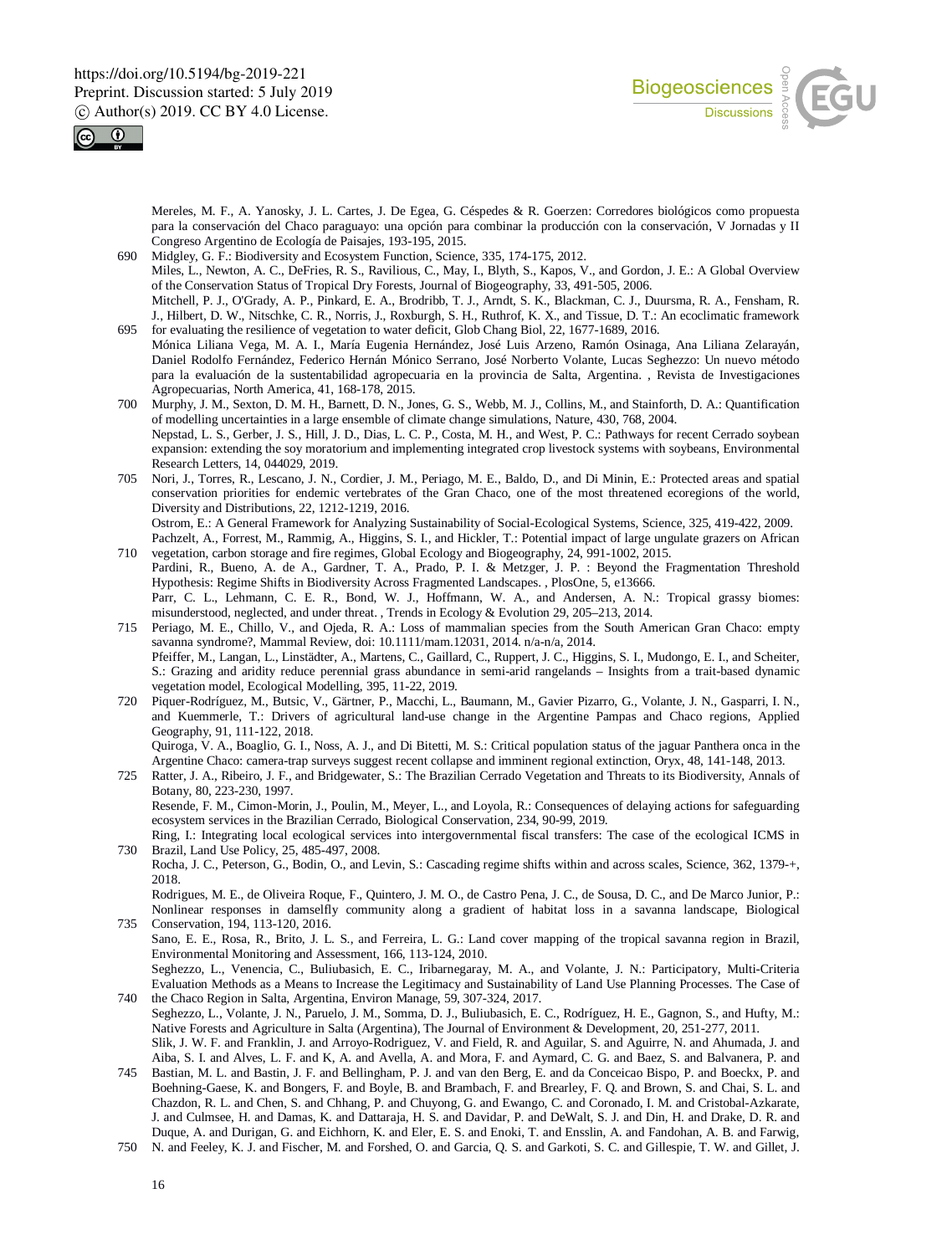Mereles, M. F., A. Yanosky, J. L. Cartes, J. De Egea, G. Céspedes & R. Goerzen: Corredores biológicos como propuesta para la conservación del Chaco paraguayo: una opción para combinar la producción con la conservación, V Jornadas y II Congreso Argentino de Ecología de Paisajes, 193-195, 2015.

Midgley, G. F.: Biodiversity and Ecosystem Function, Science, 335, 174-175, 2012.

Miles, L., Newton, A. C., DeFries, R. S., Ravilious, C., May, I., Blyth, S., Kapos, V., and Gordon, J. E.: A Global Overview of the Conservation Status of Tropical Dry Forests, Journal of Biogeography, 33, 491-505, 2006.

Mitchell, P. J., O'Grady, A. P., Pinkard, E. A., Brodribb, T. J., Arndt, S. K., Blackman, C. J., Duursma, R. A., Fensham, R. J., Hilbert, D. W., Nitschke, C. R., Norris, J., Roxburgh, S. H., Ruthrof, K. X., and Tissue, D. T.: An ecoclimatic framework for evaluating the resilience of vegetation to water deficit, Glob Chang Biol, 22, 1677-1689, 2016.

Mónica Liliana Vega, M. A. I., María Eugenia Hernández, José Luis Arzeno, Ramón Osinaga, Ana Liliana Zelarayán, Daniel Rodolfo Fernández, Federico Hernán Mónico Serrano, José Norberto Volante, Lucas Seghezzo: Un nuevo método para la evaluación de la sustentabilidad agropecuaria en la provincia de Salta, Argentina. , Revista de Investigaciones Agropecuarias, North America, 41, 168-178, 2015.

Murphy, J. M., Sexton, D. M. H., Barnett, D. N., Jones, G. S., Webb, M. J., Collins, M., and Stainforth, D. A.: Quantification of modelling uncertainties in a large ensemble of climate change simulations, Nature, 430, 768, 2004.

Nepstad, L. S., Gerber, J. S., Hill, J. D., Dias, L. C. P., Costa, M. H., and West, P. C.: Pathways for recent Cerrado soybean expansion: extending the soy moratorium and implementing integrated crop livestock systems with soybeans, Environmental Research Letters, 14, 044029, 2019.

Nori, J., Torres, R., Lescano, J. N., Cordier, J. M., Periago, M. E., Baldo, D., and Di Minin, E.: Protected areas and spatial conservation priorities for endemic vertebrates of the Gran Chaco, one of the most threatened ecoregions of the world, Diversity and Distributions, 22, 1212-1219, 2016.

Ostrom, E.: A General Framework for Analyzing Sustainability of Social-Ecological Systems, Science, 325, 419-422, 2009.

Pachzelt, A., Forrest, M., Rammig, A., Higgins, S. I., and Hickler, T.: Potential impact of large ungulate grazers on African vegetation, carbon storage and fire regimes, Global Ecology and Biogeography, 24, 991-1002, 2015.

Pardini, R., Bueno, A. de A., Gardner, T. A., Prado, P. I. & Metzger, J. P. : Beyond the Fragmentation Threshold Hypothesis: Regime Shifts in Biodiversity Across Fragmented Landscapes. , PlosOne, 5, e13666.

Parr, C. L., Lehmann, C. E. R., Bond, W. J., Hoffmann, W. A., and Andersen, A. N.: Tropical grassy biomes: misunderstood, neglected, and under threat. , Trends in Ecology & Evolution 29, 205–213, 2014.

Periago, M. E., Chillo, V., and Ojeda, R. A.: Loss of mammalian species from the South American Gran Chaco: empty savanna syndrome?, Mammal Review, doi: 10.1111/mam.12031, 2014. n/a-n/a, 2014.

Pfeiffer, M., Langan, L., Linstädter, A., Martens, C., Gaillard, C., Ruppert, J. C., Higgins, S. I., Mudongo, E. I., and Scheiter, S.: Grazing and aridity reduce perennial grass abundance in semi-arid rangelands – Insights from a trait-based dynamic vegetation model, Ecological Modelling, 395, 11-22, 2019.

Piquer-Rodríguez, M., Butsic, V., Gärtner, P., Macchi, L., Baumann, M., Gavier Pizarro, G., Volante, J. N., Gasparri, I. N., and Kuemmerle, T.: Drivers of agricultural land-use change in the Argentine Pampas and Chaco regions, Applied Geography, 91, 111-122, 2018.

Quiroga, V. A., Boaglio, G. I., Noss, A. J., and Di Bitetti, M. S.: Critical population status of the jaguar Panthera onca in the Argentine Chaco: camera-trap surveys suggest recent collapse and imminent regional extinction, Oryx, 48, 141-148, 2013.

Ratter, J. A., Ribeiro, J. F., and Bridgewater, S.: The Brazilian Cerrado Vegetation and Threats to its Biodiversity, Annals of Botany, 80, 223-230, 1997.

Resende, F. M., Cimon-Morin, J., Poulin, M., Meyer, L., and Loyola, R.: Consequences of delaying actions for safeguarding ecosystem services in the Brazilian Cerrado, Biological Conservation, 234, 90-99, 2019.

Ring, I.: Integrating local ecological services into intergovernmental fiscal transfers: The case of the ecological ICMS in Brazil, Land Use Policy, 25, 485-497, 2008.

Rocha, J. C., Peterson, G., Bodin, O., and Levin, S.: Cascading regime shifts within and across scales, Science, 362, 1379-+, 2018.

Rodrigues, M. E., de Oliveira Roque, F., Quintero, J. M. O., de Castro Pena, J. C., de Sousa, D. C., and De Marco Junior, P.: Nonlinear responses in damselfly community along a gradient of habitat loss in a savanna landscape, Biological Conservation, 194, 113-120, 2016.

Sano, E. E., Rosa, R., Brito, J. L. S., and Ferreira, L. G.: Land cover mapping of the tropical savanna region in Brazil, Environmental Monitoring and Assessment, 166, 113-124, 2010.

Seghezzo, L., Venencia, C., Buliubasich, E. C., Iribarnegaray, M. A., and Volante, J. N.: Participatory, Multi-Criteria Evaluation Methods as a Means to Increase the Legitimacy and Sustainability of Land Use Planning Processes. The Case of the Chaco Region in Salta, Argentina, Environ Manage, 59, 307-324, 2017.

Seghezzo, L., Volante, J. N., Paruelo, J. M., Somma, D. J., Buliubasich, E. C., Rodríguez, H. E., Gagnon, S., and Hufty, M.: Native Forests and Agriculture in Salta (Argentina), The Journal of Environment & Development, 20, 251-277, 2011.

Slik, J. W. F. and Franklin, J. and Arroyo-Rodriguez, V. and Field, R. and Aguilar, S. and Aguirre, N. and Ahumada, J. and Aiba, S. I. and Alves, L. F. and K, A. and Avella, A. and Mora, F. and Aymard, C. G. and Baez, S. and Balvanera, P. and Bastian, M. L. and Bastin, J. F. and Bellingham, P. J. and van den Berg, E. and da Conceicao Bispo, P. and Boeckx, P. and Boehning-Gaese, K. and Bongers, F. and Boyle, B. and Brambach, F. and Brearley, F. Q. and Brown, S. and Chai, S. L. and Chazdon, R. L. and Chen, S. and Chhang, P. and Chuyong, G. and Ewango, C. and Coronado, I. M. and Cristobal-Azkarate, J. and Culmsee, H. and Damas, K. and Dattaraja, H. S. and Davidar, P. and DeWalt, S. J. and Din, H. and Drake, D. R. and Duque, A. and Durigan, G. and Eichhorn, K. and Eler, E. S. and Enoki, T. and Ensslin, A. and Fandohan, A. B. and Farwig, N. and Feeley, K. J. and Fischer, M. and Forshed, O. and Garcia, Q. S. and Garkoti, S. C. and Gillespie, T. W. and Gillet, J.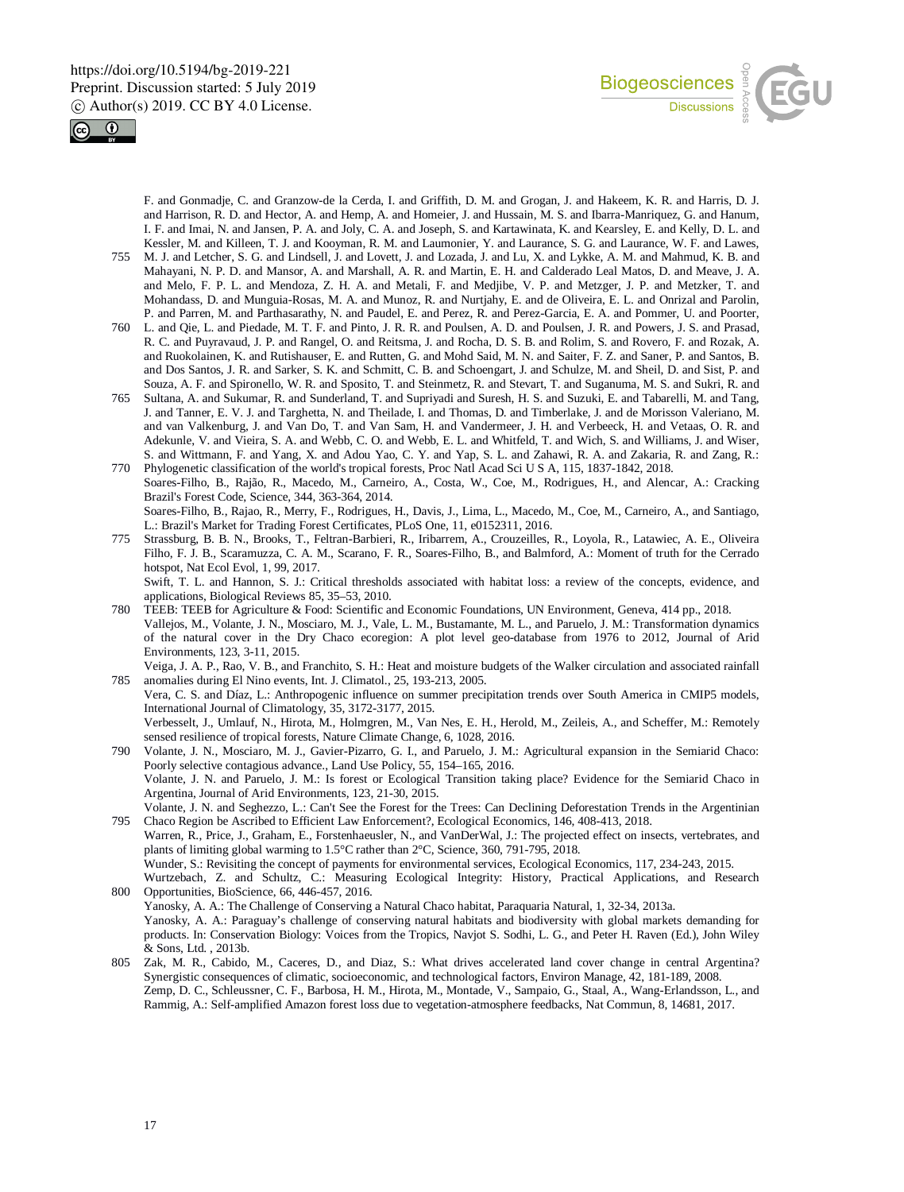F. and Gonmadje, C. and Granzow-de la Cerda, I. and Griffith, D. M. and Grogan, J. and Hakeem, K. R. and Harris, D. J. and Harrison, R. D. and Hector, A. and Hemp, A. and Homeier, J. and Hussain, M. S. and Ibarra-Manriquez, G. and Hanum, I. F. and Imai, N. and Jansen, P. A. and Joly, C. A. and Joseph, S. and Kartawinata, K. and Kearsley, E. and Kelly, D. L. and Kessler, M. and Killeen, T. J. and Kooyman, R. M. and Laumonier, Y. and Laurance, S. G. and Laurance, W. F. and Lawes, M. J. and Letcher, S. G. and Lindsell, J. and Lovett, J. and Lozada, J. and Lu, X. and Lykke, A. M. and Mahmud, K. B. and Mahayani, N. P. D. and Mansor, A. and Marshall, A. R. and Martin, E. H. and Calderado Leal Matos, D. and Meave, J. A. and Melo, F. P. L. and Mendoza, Z. H. A. and Metali, F. and Medjibe, V. P. and Metzger, J. P. and Metzker, T. and Mohandass, D. and Munguia-Rosas, M. A. and Munoz, R. and Nurtjahy, E. and de Oliveira, E. L. and Onrizal and Parolin, P. and Parren, M. and Parthasarathy, N. and Paudel, E. and Perez, R. and Perez-Garcia, E. A. and Pommer, U. and Poorter, L. and Qie, L. and Piedade, M. T. F. and Pinto, J. R. R. and Poulsen, A. D. and Poulsen, J. R. and Powers, J. S. and Prasad, R. C. and Puyravaud, J. P. and Rangel, O. and Reitsma, J. and Rocha, D. S. B. and Rolim, S. and Rovero, F. and Rozak, A. and Ruokolainen, K. and Rutishauser, E. and Rutten, G. and Mohd Said, M. N. and Saiter, F. Z. and Saner, P. and Santos, B. and Dos Santos, J. R. and Sarker, S. K. and Schmitt, C. B. and Schoengart, J. and Schulze, M. and Sheil, D. and Sist, P. and Souza, A. F. and Spironello, W. R. and Sposito, T. and Steinmetz, R. and Stevart, T. and Suganuma, M. S. and Sukri, R. and Sultana, A. and Sukumar, R. and Sunderland, T. and Supriyadi and Suresh, H. S. and Suzuki, E. and Tabarelli, M. and Tang, J. and Tanner, E. V. J. and Targhetta, N. and Theilade, I. and Thomas, D. and Timberlake, J. and de Morisson Valeriano, M. and van Valkenburg, J. and Van Do, T. and Van Sam, H. and Vandermeer, J. H. and Verbeeck, H. and Vetaas, O. R. and Adekunle, V. and Vieira, S. A. and Webb, C. O. and Webb, E. L. and Whitfeld, T. and Wich, S. and Williams, J. and Wiser, S. and Wittmann, F. and Yang, X. and Adou Yao, C. Y. and Yap, S. L. and Zahawi, R. A. and Zakaria, R. and Zang, R.: Phylogenetic classification of the world's tropical forests, Proc Natl Acad Sci U S A, 115, 1837-1842, 2018.

Soares-Filho, B., Rajão, R., Macedo, M., Carneiro, A., Costa, W., Coe, M., Rodrigues, H., and Alencar, A.: Cracking Brazil's Forest Code, Science, 344, 363-364, 2014.

Soares-Filho, B., Rajao, R., Merry, F., Rodrigues, H., Davis, J., Lima, L., Macedo, M., Coe, M., Carneiro, A., and Santiago, L.: Brazil's Market for Trading Forest Certificates, PLoS One, 11, e0152311, 2016.

Strassburg, B. B. N., Brooks, T., Feltran-Barbieri, R., Iribarrem, A., Crouzeilles, R., Loyola, R., Latawiec, A. E., Oliveira Filho, F. J. B., Scaramuzza, C. A. M., Scarano, F. R., Soares-Filho, B., and Balmford, A.: Moment of truth for the Cerrado hotspot, Nat Ecol Evol, 1, 99, 2017.

Swift, T. L. and Hannon, S. J.: Critical thresholds associated with habitat loss: a review of the concepts, evidence, and applications, Biological Reviews 85, 35–53, 2010.

TEEB: TEEB for Agriculture & Food: Scientific and Economic Foundations, UN Environment, Geneva, 414 pp., 2018.

Vallejos, M., Volante, J. N., Mosciaro, M. J., Vale, L. M., Bustamante, M. L., and Paruelo, J. M.: Transformation dynamics of the natural cover in the Dry Chaco ecoregion: A plot level geo-database from 1976 to 2012, Journal of Arid Environments, 123, 3-11, 2015.

Veiga, J. A. P., Rao, V. B., and Franchito, S. H.: Heat and moisture budgets of the Walker circulation and associated rainfall anomalies during El Nino events, Int. J. Climatol., 25, 193-213, 2005.

Vera, C. S. and Díaz, L.: Anthropogenic influence on summer precipitation trends over South America in CMIP5 models, International Journal of Climatology, 35, 3172-3177, 2015.

Verbesselt, J., Umlauf, N., Hirota, M., Holmgren, M., Van Nes, E. H., Herold, M., Zeileis, A., and Scheffer, M.: Remotely sensed resilience of tropical forests, Nature Climate Change, 6, 1028, 2016.

Volante, J. N., Mosciaro, M. J., Gavier-Pizarro, G. I., and Paruelo, J. M.: Agricultural expansion in the Semiarid Chaco: Poorly selective contagious advance., Land Use Policy, 55, 154–165, 2016.

Volante, J. N. and Paruelo, J. M.: Is forest or Ecological Transition taking place? Evidence for the Semiarid Chaco in Argentina, Journal of Arid Environments, 123, 21-30, 2015.

Volante, J. N. and Seghezzo, L.: Can't See the Forest for the Trees: Can Declining Deforestation Trends in the Argentinian Chaco Region be Ascribed to Efficient Law Enforcement?, Ecological Economics, 146, 408-413, 2018.

Warren, R., Price, J., Graham, E., Forstenhaeusler, N., and VanDerWal, J.: The projected effect on insects, vertebrates, and plants of limiting global warming to 1.5°C rather than 2°C, Science, 360, 791-795, 2018.

Wunder, S.: Revisiting the concept of payments for environmental services, Ecological Economics, 117, 234-243, 2015.

Wurtzebach, Z. and Schultz, C.: Measuring Ecological Integrity: History, Practical Applications, and Research Opportunities, BioScience, 66, 446-457, 2016.

Yanosky, A. A.: The Challenge of Conserving a Natural Chaco habitat, Paraquaria Natural, 1, 32-34, 2013a.

Yanosky, A. A.: Paraguay's challenge of conserving natural habitats and biodiversity with global markets demanding for products. In: Conservation Biology: Voices from the Tropics, Navjot S. Sodhi, L. G., and Peter H. Raven (Ed.), John Wiley & Sons, Ltd. , 2013b.

Zak, M. R., Cabido, M., Caceres, D., and Diaz, S.: What drives accelerated land cover change in central Argentina? Synergistic consequences of climatic, socioeconomic, and technological factors, Environ Manage, 42, 181-189, 2008.

Zemp, D. C., Schleussner, C. F., Barbosa, H. M., Hirota, M., Montade, V., Sampaio, G., Staal, A., Wang-Erlandsson, L., and Rammig, A.: Self-amplified Amazon forest loss due to vegetation-atmosphere feedbacks, Nat Commun, 8, 14681, 2017.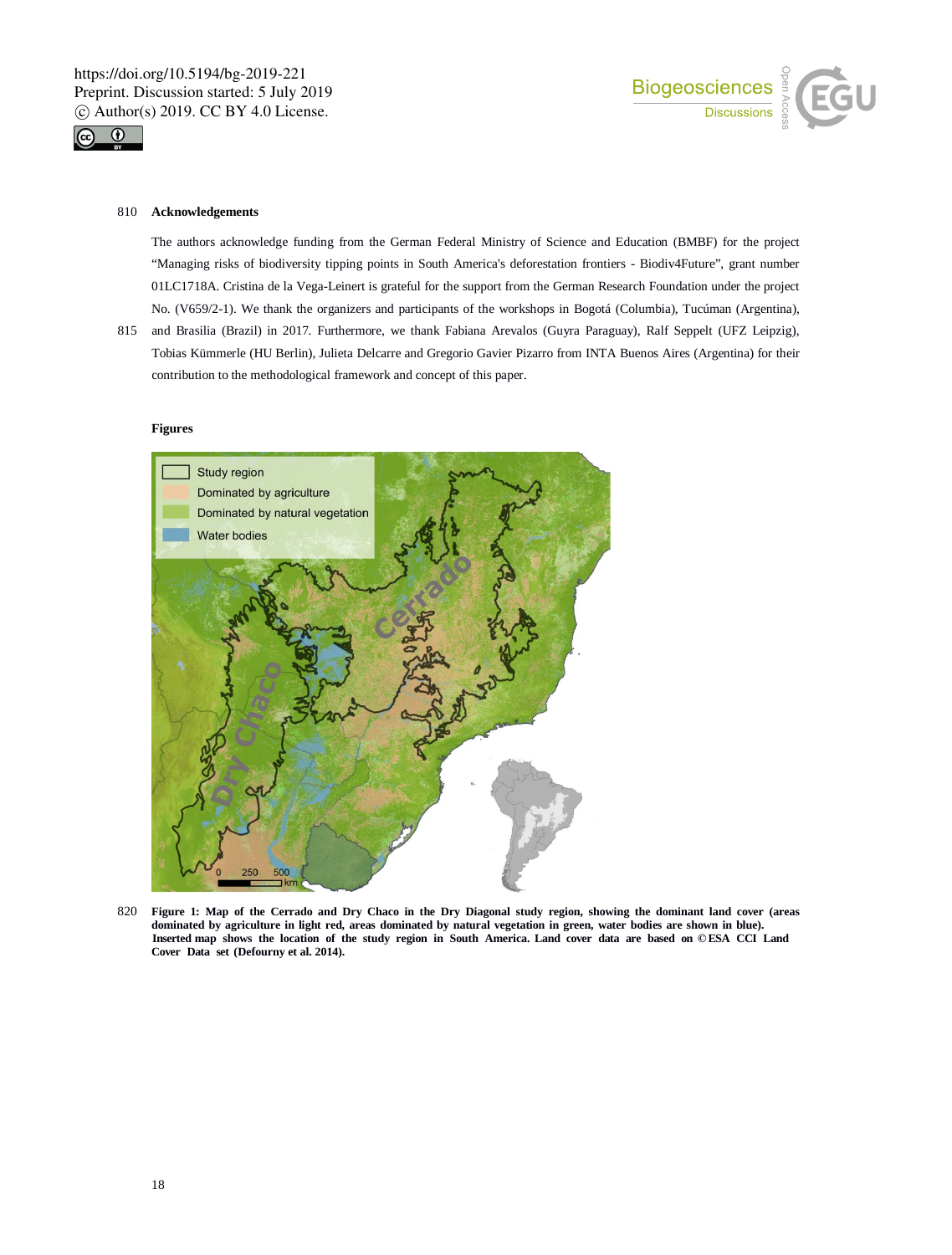## Acknowledgements

The authors acknowledge funding from the German Federal Ministry of Science and Education (BMBF) for the project "Managing risks of biodiversity tipping points in South America's deforestation frontiers - Biodiv4Future", grant number 01LC1718A. Cristina de la Vega-Leinert is grateful for the support from the German Research Foundation under the project No. (V659/2-1). We thank the organizers and participants of the workshops in Bogotá (Columbia), Tucúman (Argentina), and Brasilia (Brazil) in 2017. Furthermore, we thank Fabiana Arevalos (Guyra Paraguay), Ralf Seppelt (UFZ Leipzig), Tobias Kümmerle (HU Berlin), Julieta Delcarre and Gregorio Gavier Pizarro from INTA Buenos Aires (Argentina) for their contribution to the methodological framework and concept of this paper.

## Figures

Study region
Dominated by agriculture
Dominated by natural vegetation
Water bodies
Cerrado
Dry Chaco
0 250 500 km

**Figure 1: Map of the Cerrado and Dry Chaco in the Dry Diagonal study region, showing the dominant land cover (areas dominated by agriculture in light red, areas dominated by natural vegetation in green, water bodies are shown in blue). Inserted map shows the location of the study region in South America. Land cover data are based on ©ESA CCI Land Cover Data set (Defourny et al. 2014).**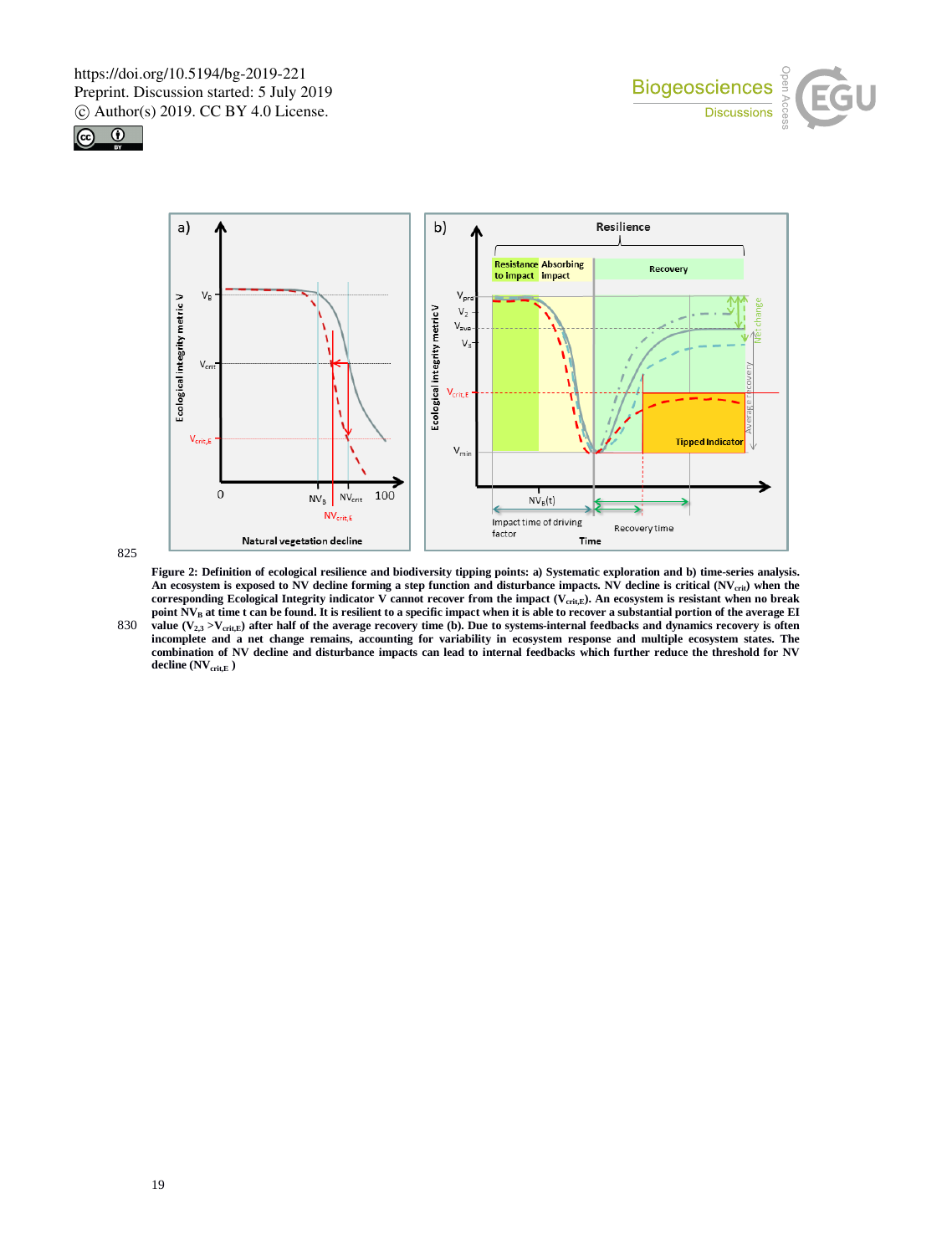a)

Ecological integrity metric V

$V_B$

$V_{crit}$

$V_{crit,E}$

0

$NV_B$

$NV_{crit}$

100

$NV_{crit,E}$

Natural vegetation decline

b)

Resilience

Resistance to impact

Absorbing impact

Recovery

$V_{pre}$

$V_2$

$V_{ave}$

$V_3$

$V_{crit,E}$

$V_{min}$

Ecological integrity metric V

Net change

Average recovery

Tipped Indicator

$NV_B(t)$

Impact time of driving factor

Recovery time

Time

**Figure 2: Definition of ecological resilience and biodiversity tipping points: a) Systematic exploration and b) time-series analysis. An ecosystem is exposed to NV decline forming a step function and disturbance impacts. NV decline is critical ($NV_{crit}$) when the corresponding Ecological Integrity indicator V cannot recover from the impact ($V_{crit,E}$). An ecosystem is resistant when no break point $NV_B$ at time t can be found. It is resilient to a specific impact when it is able to recover a substantial portion of the average EI value ($V_{2,3} > V_{crit,E}$) after half of the average recovery time (b). Due to systems-internal feedbacks and dynamics recovery is often incomplete and a net change remains, accounting for variability in ecosystem response and multiple ecosystem states. The combination of NV decline and disturbance impacts can lead to internal feedbacks which further reduce the threshold for NV decline ($NV_{crit,E}$ )**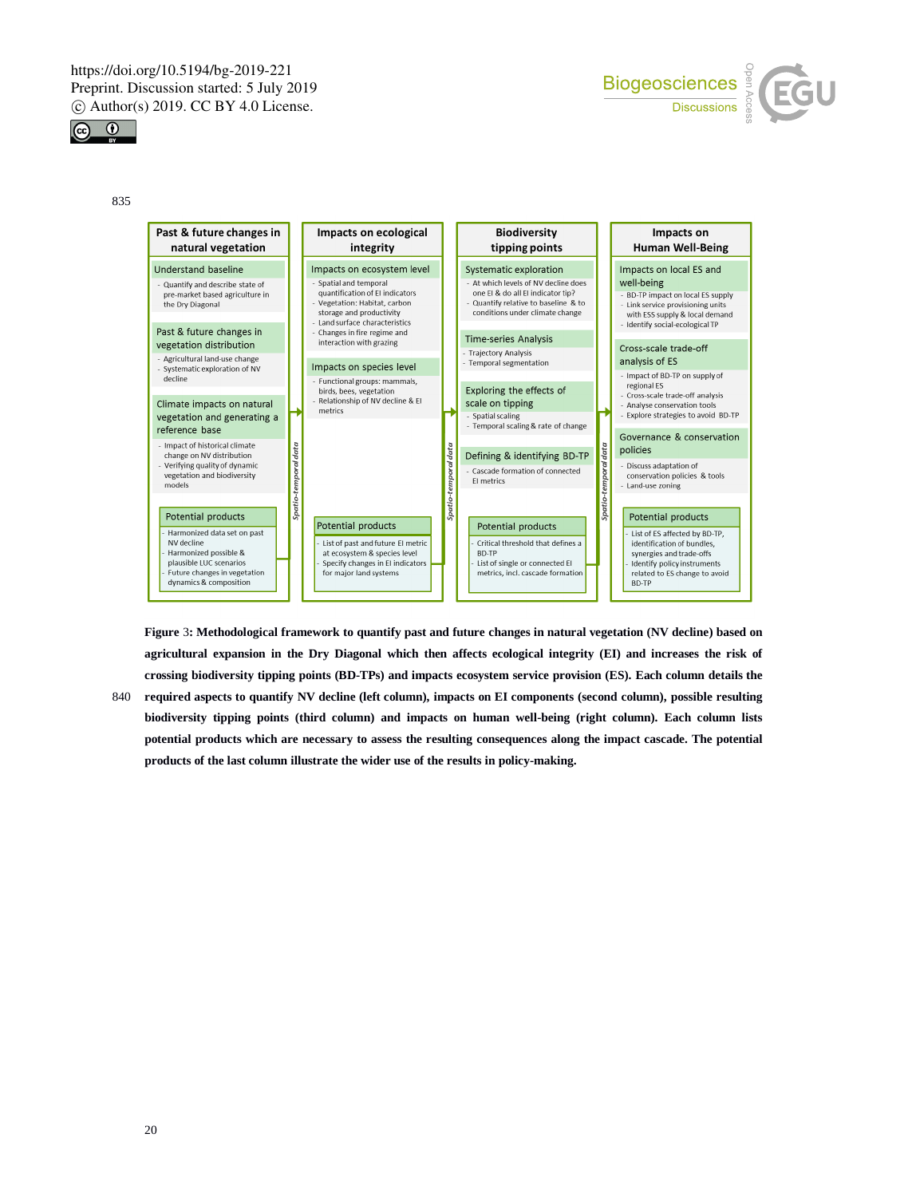Past & future changes in natural vegetation

Understand baseline
- Quantify and describe state of pre-market based agriculture in the Dry Diagonal

Past & future changes in vegetation distribution
- Agricultural land-use change
- Systematic exploration of NV decline

Climate impacts on natural vegetation and generating a reference base
- Impact of historical climate change on NV distribution
- Verifying quality of dynamic vegetation and biodiversity models

Potential products
- Harmonized data set on past NV decline
- Harmonized possible & plausible LUC scenarios
- Future changes in vegetation dynamics & composition

Spatio-temporal data

Impacts on ecological integrity

Impacts on ecosystem level
- Spatial and temporal quantification of EI indicators
- Vegetation: Habitat, carbon storage and productivity
- Land surface characteristics
- Changes in fire regime and interaction with grazing

Impacts on species level
- Functional groups: mammals, birds, bees, vegetation
- Relationship of NV decline & EI metrics

Potential products
- List of past and future EI metric at ecosystem & species level
- Specify changes in EI indicators for major land systems

Spatio-temporal data

Biodiversity tipping points

Systematic exploration
- At which levels of NV decline does one EI & do all EI indicator tip?
- Quantify relative to baseline & to conditions under climate change

Time-series Analysis
- Trajectory Analysis
- Temporal segmentation

Exploring the effects of scale on tipping
- Spatial scaling
- Temporal scaling & rate of change

Defining & identifying BD-TP
- Cascade formation of connected EI metrics

Potential products
- Critical threshold that defines a BD-TP
- List of single or connected EI metrics, incl. cascade formation

Spatio-temporal data

Impacts on Human Well-Being

Impacts on local ES and well-being
- BD-TP impact on local ES supply
- Link service provisioning units with ESS supply & local demand
- Identify social-ecological TP

Cross-scale trade-off analysis of ES
- Impact of BD-TP on supply of regional ES
- Cross-scale trade-off analysis
- Analyse conservation tools
- Explore strategies to avoid BD-TP

Governance & conservation policies
- Discuss adaptation of conservation policies & tools
- Land-use zoning

Potential products
- List of ES affected by BD-TP, identification of bundles, synergies and trade-offs
- Identify policy instruments related to ES change to avoid BD-TP

**Figure 3: Methodological framework to quantify past and future changes in natural vegetation (NV decline) based on agricultural expansion in the Dry Diagonal which then affects ecological integrity (EI) and increases the risk of crossing biodiversity tipping points (BD-TPs) and impacts ecosystem service provision (ES). Each column details the required aspects to quantify NV decline (left column), impacts on EI components (second column), possible resulting biodiversity tipping points (third column) and impacts on human well-being (right column). Each column lists potential products which are necessary to assess the resulting consequences along the impact cascade. The potential products of the last column illustrate the wider use of the results in policy-making.**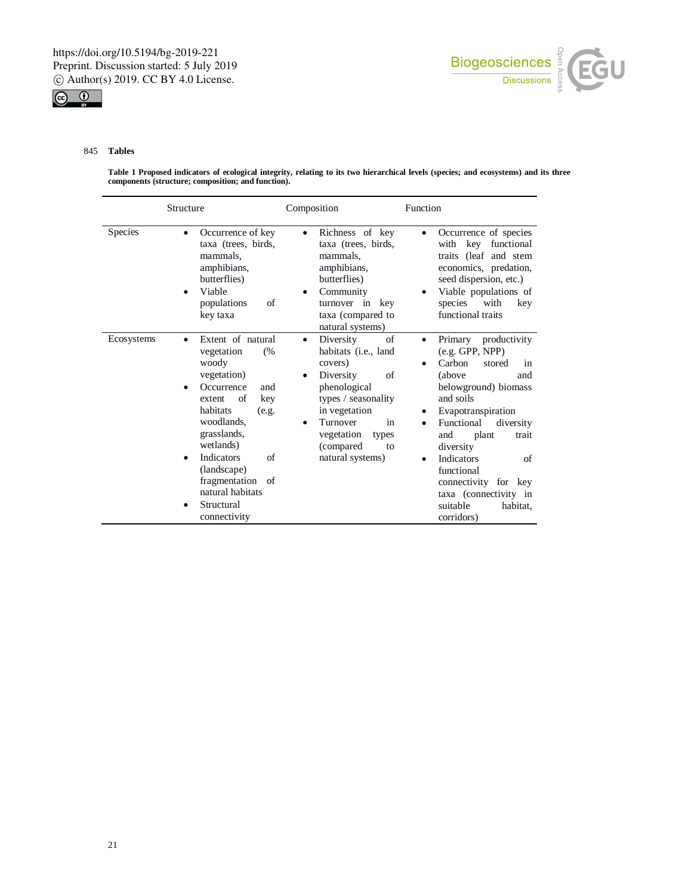845 **Tables**

**Table 1 Proposed indicators of ecological integrity, relating to its two hierarchical levels (species; and ecosystems) and its three components (structure; composition; and function).**

| | Structure | Composition | Function |
|---|---|---|---|
| Species | • Occurrence of key taxa (trees, birds, mammals, amphibians, butterflies)<br>• Viable populations of key taxa | • Richness of key taxa (trees, birds, mammals, amphibians, butterflies)<br>• Community turnover in key taxa (compared to natural systems) | • Occurrence of species with key functional traits (leaf and stem economics, predation, seed dispersion, etc.)<br>• Viable populations of species with key functional traits |
| Ecosystems | • Extent of natural vegetation (% woody vegetation)<br>• Occurrence and extent of key habitats (e.g. woodlands, grasslands, wetlands)<br>• Indicators of (landscape) fragmentation of natural habitats<br>• Structural connectivity | • Diversity of habitats (i.e., land covers)<br>• Diversity of phenological types / seasonality in vegetation<br>• Turnover in vegetation types (compared to natural systems) | • Primary productivity (e.g. GPP, NPP)<br>• Carbon stored in (above and belowground) biomass and soils<br>• Evapotranspiration<br>• Functional diversity and plant trait diversity<br>• Indicators of functional connectivity for key taxa (connectivity in suitable habitat, corridors) |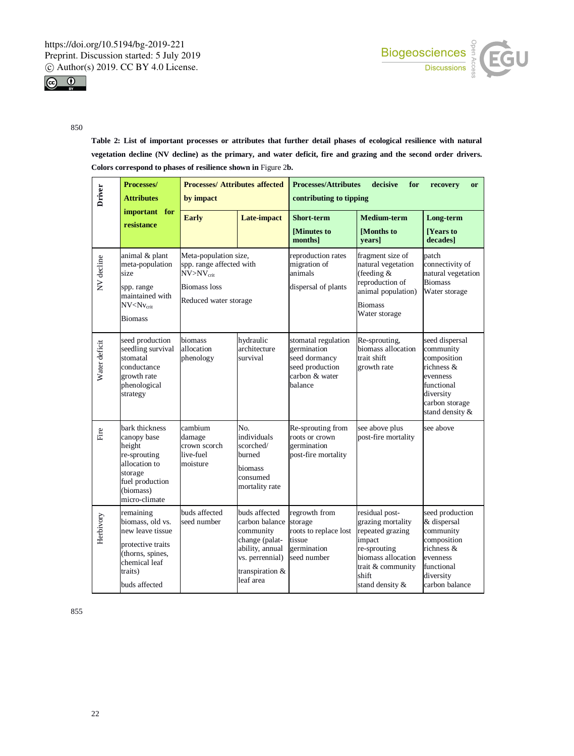**Table 2: List of important processes or attributes that further detail phases of ecological resilience with natural vegetation decline (NV decline) as the primary, and water deficit, fire and grazing and the second order drivers. Colors correspond to phases of resilience shown in** Figure 2**b.**

| Driver | Processes/ Attributes important for resistance | Processes/ Attributes affected by impact | | Processes/Attributes decisive for recovery or contributing to tipping | | |
|---|---|---|---|---|---|---|
| | | Early | Late-impact | Short-term [Minutes to months] | Medium-term [Months to years] | Long-term [Years to decades] |
| NV decline | animal & plant meta-population size<br>spp. range maintained with $NV<Nv_{crit}$<br>Biomass | Meta-population size, spp. range affected with $NV>NV_{crit}$<br>Biomass loss<br>Reduced water storage | | reproduction rates migration of animals<br>dispersal of plants | fragment size of natural vegetation (feeding & reproduction of animal population)<br>Biomass<br>Water storage | patch connectivity of natural vegetation<br>Biomass<br>Water storage |
| Water deficit | seed production seedling survival stomatal conductance growth rate phenological strategy | biomass allocation phenology | hydraulic architecture survival | stomatal regulation germination seed dormancy seed production carbon & water balance | Re-sprouting, biomass allocation trait shift growth rate | seed dispersal community composition richness & evenness functional diversity carbon storage stand density & |
| Fire | bark thickness canopy base height re-sprouting allocation to storage fuel production (biomass) micro-climate | cambium damage crown scorch live-fuel moisture | No. individuals scorched/ burned<br>biomass consumed mortality rate | Re-sprouting from roots or crown germination post-fire mortality | see above plus post-fire mortality | see above |
| Herbivory | remaining biomass, old vs. new leave tissue<br>protective traits (thorns, spines, chemical leaf traits)<br>buds affected | buds affected seed number | buds affected carbon balance community change (palat-ability, annual vs. perennial)<br>transpiration & leaf area | regrowth from storage roots to replace lost tissue germination seed number | residual post-grazing mortality repeated grazing impact re-sprouting biomass allocation trait & community shift stand density & | seed production & dispersal community composition richness & evenness functional diversity carbon balance |